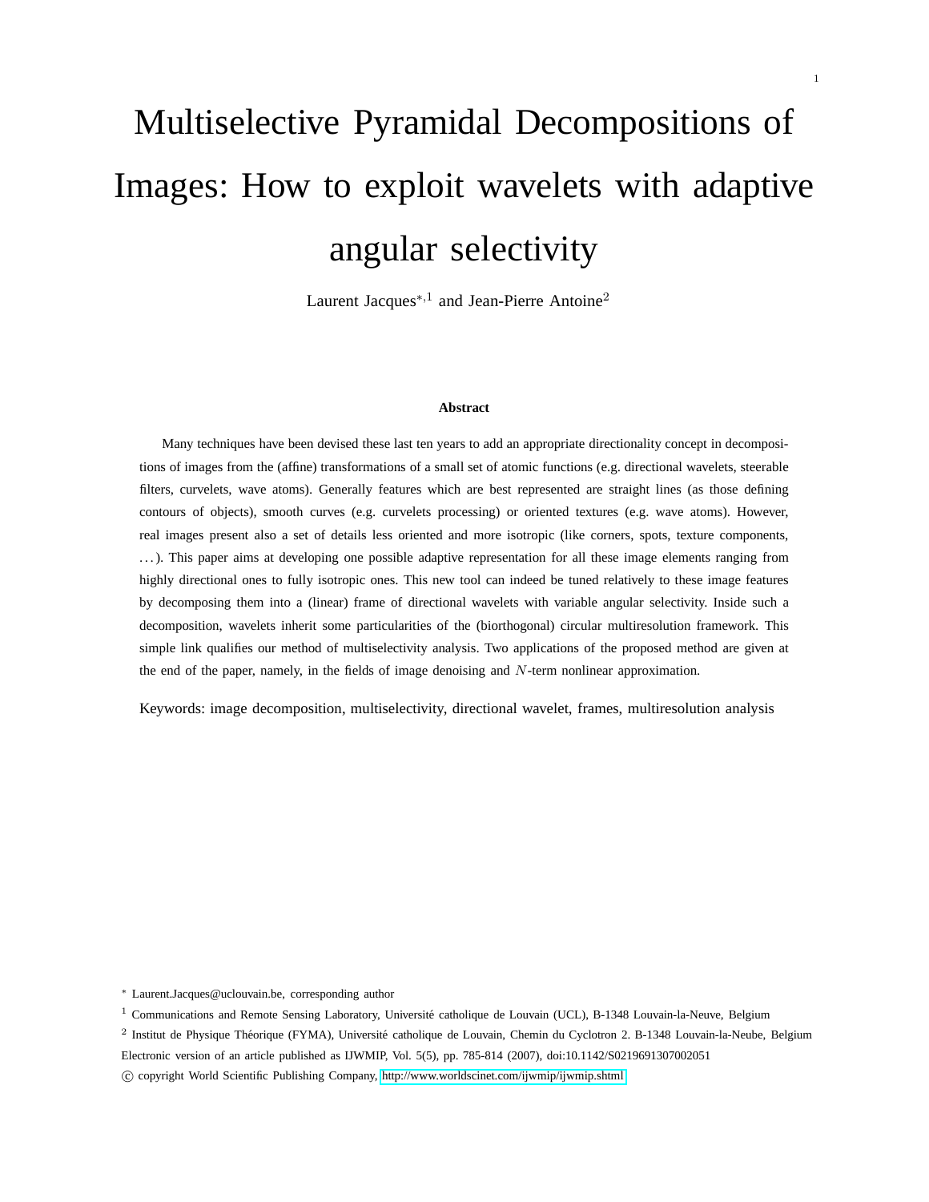# Multiselective Pyramidal Decompositions of Images: How to exploit wavelets with adaptive angular selectivity

Laurent Jacques[*,1] and Jean-Pierre Antoine[2]

### Abstract

Many techniques have been devised these last ten years to add an appropriate directionality concept in decompositions of images from the (affine) transformations of a small set of atomic functions (e.g. directional wavelets, steerable filters, curvelets, wave atoms). Generally features which are best represented are straight lines (as those defining contours of objects), smooth curves (e.g. curvelets processing) or oriented textures (e.g. wave atoms). However, real images present also a set of details less oriented and more isotropic (like corners, spots, texture components, …). This paper aims at developing one possible adaptive representation for all these image elements ranging from highly directional ones to fully isotropic ones. This new tool can indeed be tuned relatively to these image features by decomposing them into a (linear) frame of directional wavelets with variable angular selectivity. Inside such a decomposition, wavelets inherit some particularities of the (biorthogonal) circular multiresolution framework. This simple link qualifies our method of multiselectivity analysis. Two applications of the proposed method are given at the end of the paper, namely, in the fields of image denoising and $N$-term nonlinear approximation.

Keywords: image decomposition, multiselectivity, directional wavelet, frames, multiresolution analysis

[*] Laurent.Jacques@uclouvain.be, corresponding author

[1] Communications and Remote Sensing Laboratory, Université catholique de Louvain (UCL), B-1348 Louvain-la-Neuve, Belgium

[2] Institut de Physique Théorique (FYMA), Université catholique de Louvain, Chemin du Cyclotron 2. B-1348 Louvain-la-Neube, Belgium

Electronic version of an article published as IJWMIP, Vol. 5(5), pp. 785-814 (2007), doi:10.1142/S0219691307002051

© copyright World Scientific Publishing Company, http://www.worldscinet.com/ijwmip/ijwmip.shtml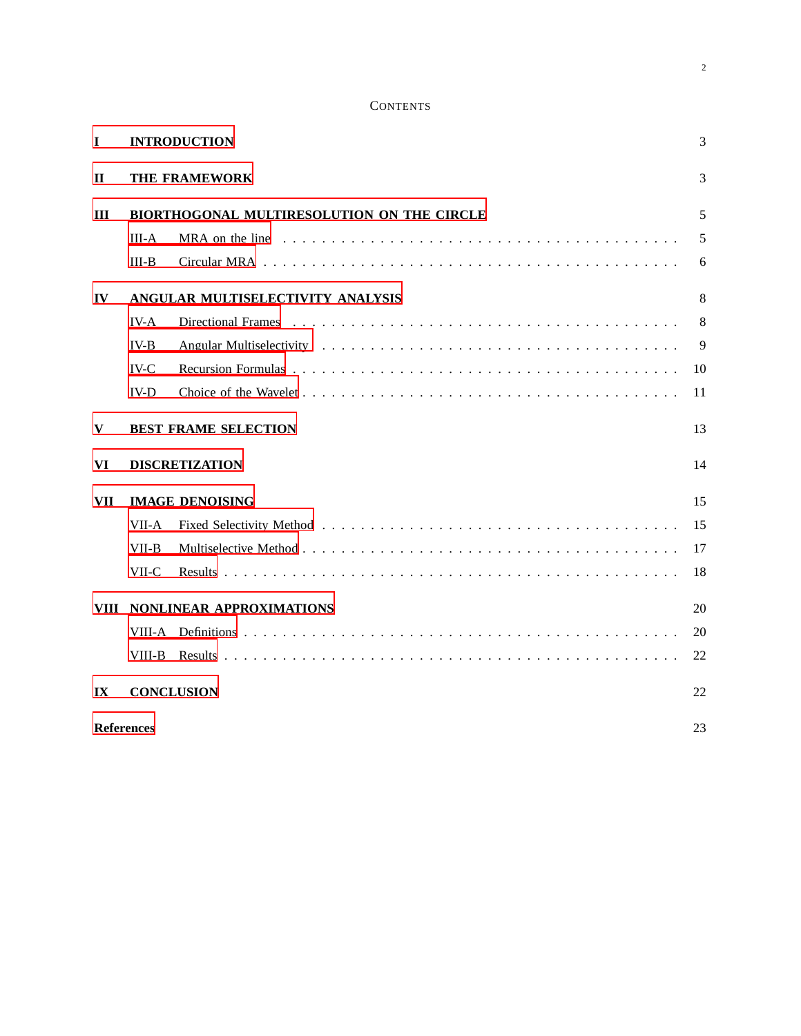# CONTENTS

| | | |
|---|---|---|
| **I** | **INTRODUCTION** | 3 |
| **II** | **THE FRAMEWORK** | 3 |
| **III** | **BIORTHOGONAL MULTIRESOLUTION ON THE CIRCLE** | 5 |
| III-A | MRA on the line | 5 |
| III-B | Circular MRA | 6 |
| **IV** | **ANGULAR MULTISELECTIVITY ANALYSIS** | 8 |
| IV-A | Directional Frames | 8 |
| IV-B | Angular Multiselectivity | 9 |
| IV-C | Recursion Formulas | 10 |
| IV-D | Choice of the Wavelet | 11 |
| **V** | **BEST FRAME SELECTION** | 13 |
| **VI** | **DISCRETIZATION** | 14 |
| **VII** | **IMAGE DENOISING** | 15 |
| VII-A | Fixed Selectivity Method | 15 |
| VII-B | Multiselective Method | 17 |
| VII-C | Results | 18 |
| **VIII** | **NONLINEAR APPROXIMATIONS** | 20 |
| VIII-A | Definitions | 20 |
| VIII-B | Results | 22 |
| **IX** | **CONCLUSION** | 22 |
| **References** | | 23 |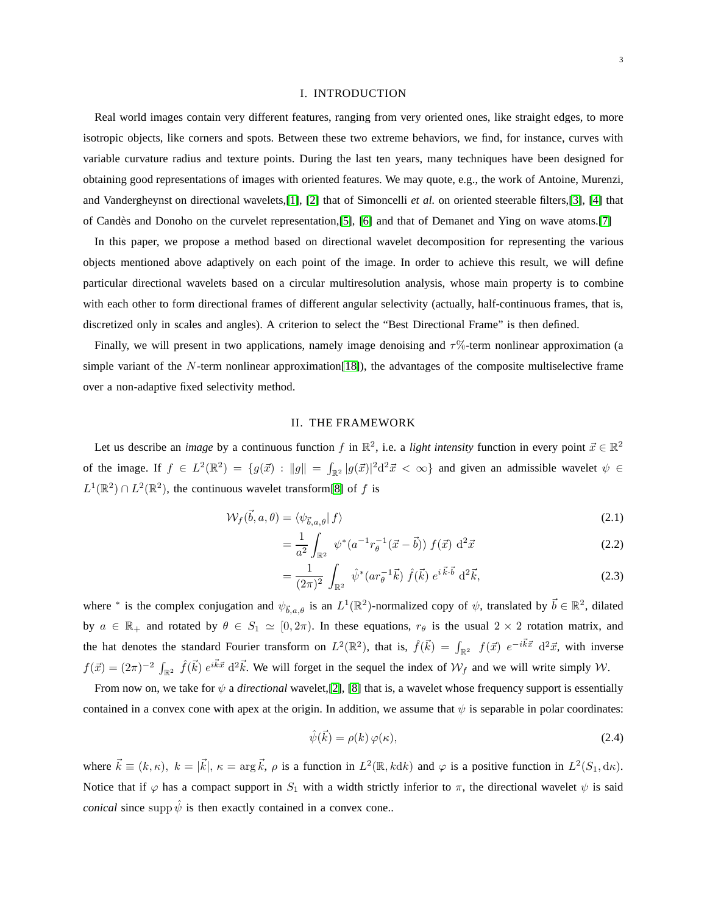# I. INTRODUCTION

Real world images contain very different features, ranging from very oriented ones, like straight edges, to more isotropic objects, like corners and spots. Between these two extreme behaviors, we find, for instance, curves with variable curvature radius and texture points. During the last ten years, many techniques have been designed for obtaining good representations of images with oriented features. We may quote, e.g., the work of Antoine, Murenzi, and Vandergheynst on directional wavelets,[1], [2] that of Simoncelli *et al.* on oriented steerable filters,[3], [4] that of Candès and Donoho on the curvelet representation,[5], [6] and that of Demanet and Ying on wave atoms.[7]

In this paper, we propose a method based on directional wavelet decomposition for representing the various objects mentioned above adaptively on each point of the image. In order to achieve this result, we will define particular directional wavelets based on a circular multiresolution analysis, whose main property is to combine with each other to form directional frames of different angular selectivity (actually, half-continuous frames, that is, discretized only in scales and angles). A criterion to select the "Best Directional Frame" is then defined.

Finally, we will present in two applications, namely image denoising and $\tau$%-term nonlinear approximation (a simple variant of the $N$-term nonlinear approximation[18]), the advantages of the composite multiselective frame over a non-adaptive fixed selectivity method.

# II. THE FRAMEWORK

Let us describe an *image* by a continuous function $f$ in $\mathbb{R}^2$, i.e. a *light intensity* function in every point $\vec{x} \in \mathbb{R}^2$ of the image. If $f \in L^2(\mathbb{R}^2) = \{g(\vec{x}) : \|g\| = \int_{\mathbb{R}^2} |g(\vec{x})|^2 \mathrm{d}^2\vec{x} < \infty\}$ and given an admissible wavelet $\psi \in L^1(\mathbb{R}^2) \cap L^2(\mathbb{R}^2)$, the continuous wavelet transform[8] of $f$ is

$$
\begin{aligned}
\mathcal{W}_f(\vec{b}, a, \theta) &= \langle \psi_{\vec{b},a,\theta} | \, f \rangle && (2.1)\\
&= \frac{1}{a^2} \int_{\mathbb{R}^2} \psi^*(a^{-1} r_\theta^{-1}(\vec{x} - \vec{b})) \; f(\vec{x}) \; \mathrm{d}^2\vec{x} && (2.2)\\
&= \frac{1}{(2\pi)^2} \int_{\mathbb{R}^2} \hat{\psi}^*(a r_\theta^{-1} \vec{k}) \; \hat{f}(\vec{k}) \; e^{i\,\vec{k}\cdot\vec{b}} \; \mathrm{d}^2\vec{k}, && (2.3)
\end{aligned}
$$

where $^*$ is the complex conjugation and $\psi_{\vec{b},a,\theta}$ is an $L^1(\mathbb{R}^2)$-normalized copy of $\psi$, translated by $\vec{b} \in \mathbb{R}^2$, dilated by $a \in \mathbb{R}_+$ and rotated by $\theta \in S_1 \simeq [0, 2\pi)$. In these equations, $r_\theta$ is the usual $2 \times 2$ rotation matrix, and the hat denotes the standard Fourier transform on $L^2(\mathbb{R}^2)$, that is, $\hat{f}(\vec{k}) = \int_{\mathbb{R}^2} \; f(\vec{x}) \; e^{-i\vec{k}\vec{x}} \; \mathrm{d}^2\vec{x}$, with inverse $f(\vec{x}) = (2\pi)^{-2} \int_{\mathbb{R}^2} \; \hat{f}(\vec{k}) \; e^{i\vec{k}\vec{x}} \; \mathrm{d}^2\vec{k}$. We will forget in the sequel the index of $\mathcal{W}_f$ and we will write simply $\mathcal{W}$.

From now on, we take for $\psi$ a *directional* wavelet,[2], [8] that is, a wavelet whose frequency support is essentially contained in a convex cone with apex at the origin. In addition, we assume that $\psi$ is separable in polar coordinates:

$$
\hat{\psi}(\vec{k}) = \rho(k) \, \varphi(\kappa), \tag{2.4}
$$

where $\vec{k} \equiv (k, \kappa), \; k = |\vec{k}|, \; \kappa = \arg \vec{k}$, $\rho$ is a function in $L^2(\mathbb{R}, k\mathrm{d}k)$ and $\varphi$ is a positive function in $L^2(S_1, \mathrm{d}\kappa)$. Notice that if $\varphi$ has a compact support in $S_1$ with a width strictly inferior to $\pi$, the directional wavelet $\psi$ is said *conical* since $\operatorname{supp} \hat{\psi}$ is then exactly contained in a convex cone..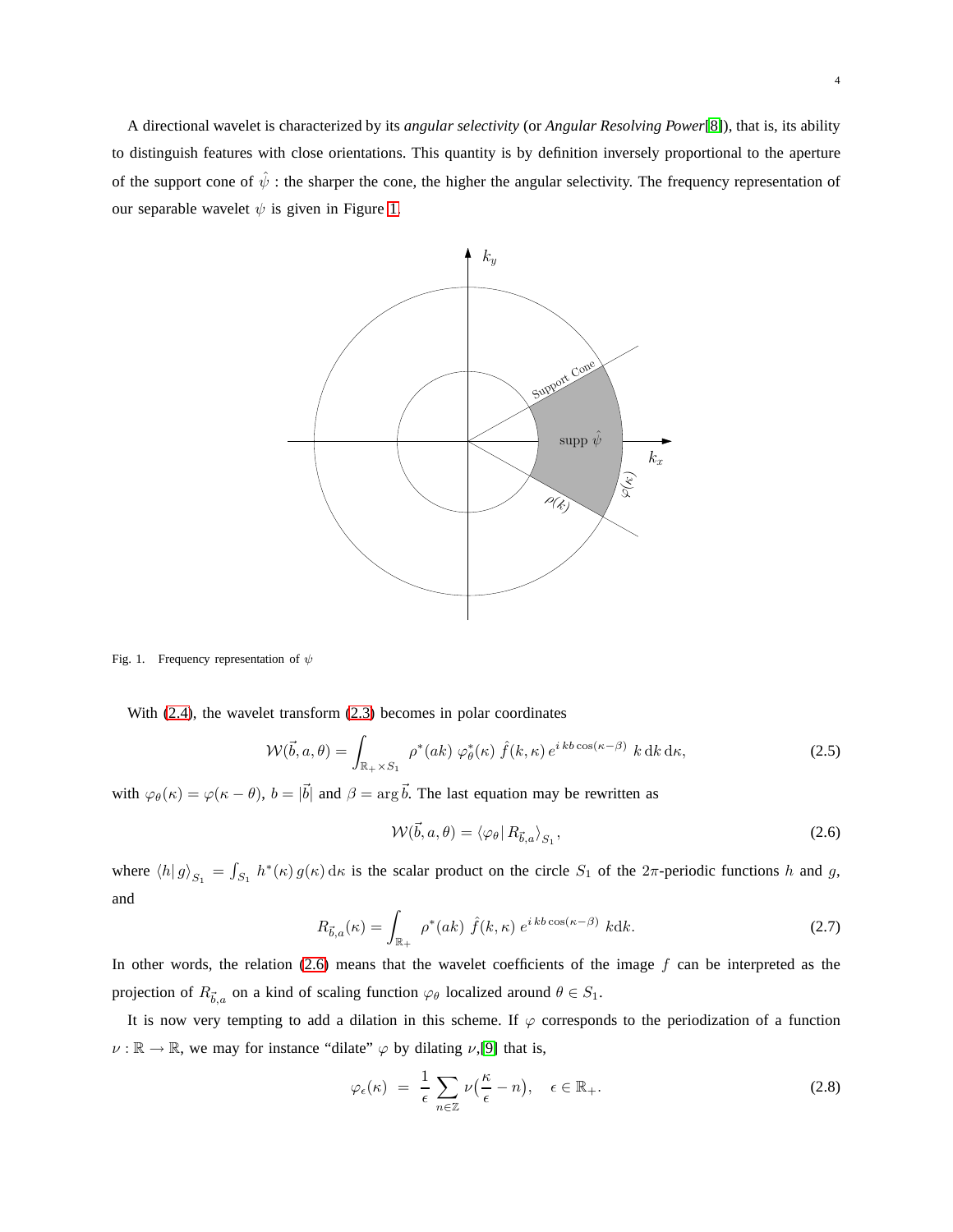A directional wavelet is characterized by its *angular selectivity* (or *Angular Resolving Power*[8]), that is, its ability to distinguish features with close orientations. This quantity is by definition inversely proportional to the aperture of the support cone of $\hat{\psi}$ : the sharper the cone, the higher the angular selectivity. The frequency representation of our separable wavelet $\psi$ is given in Figure 1.

Fig. 1. Frequency representation of $\psi$

With (2.4), the wavelet transform (2.3) becomes in polar coordinates

$$\mathcal{W}(\vec{b}, a, \theta) = \int_{\mathbb{R}_+ \times S_1} \rho^*(ak)\, \varphi^*_\theta(\kappa)\, \hat{f}(k, \kappa)\, e^{i\, kb \cos(\kappa - \beta)}\; k\, \mathrm{d}k\, \mathrm{d}\kappa, \tag{2.5}$$

with $\varphi_\theta(\kappa) = \varphi(\kappa - \theta)$, $b = |\vec{b}|$ and $\beta = \arg \vec{b}$. The last equation may be rewritten as

$$\mathcal{W}(\vec{b}, a, \theta) = \langle \varphi_\theta |\, R_{\vec{b},a} \rangle_{S_1}, \tag{2.6}$$

where $\langle h | \, g \rangle_{S_1} = \int_{S_1} h^*(\kappa)\, g(\kappa)\, \mathrm{d}\kappa$ is the scalar product on the circle $S_1$ of the $2\pi$-periodic functions $h$ and $g$, and

$$R_{\vec{b},a}(\kappa) = \int_{\mathbb{R}_+} \rho^*(ak)\; \hat{f}(k, \kappa)\, e^{i\, kb \cos(\kappa - \beta)}\; k \mathrm{d}k. \tag{2.7}$$

In other words, the relation (2.6) means that the wavelet coefficients of the image $f$ can be interpreted as the projection of $R_{\vec{b},a}$ on a kind of scaling function $\varphi_\theta$ localized around $\theta \in S_1$.

It is now very tempting to add a dilation in this scheme. If $\varphi$ corresponds to the periodization of a function $\nu : \mathbb{R} \to \mathbb{R}$, we may for instance "dilate" $\varphi$ by dilating $\nu$,[9] that is,

$$\varphi_\epsilon(\kappa) \;=\; \frac{1}{\epsilon} \sum_{n \in \mathbb{Z}} \nu\big(\frac{\kappa}{\epsilon} - n\big), \quad \epsilon \in \mathbb{R}_+. \tag{2.8}$$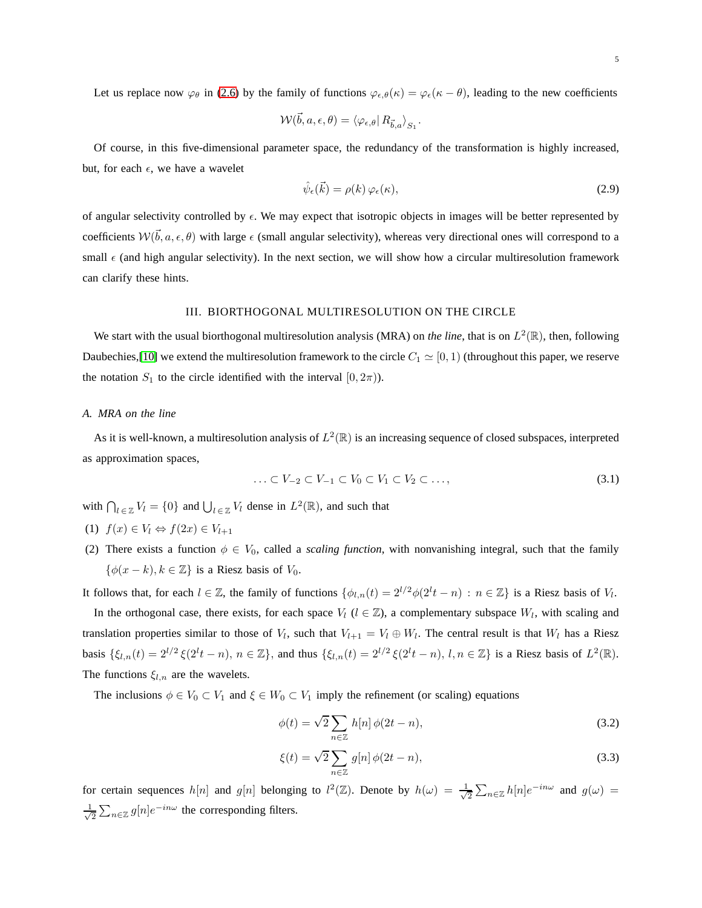Let us replace now $\varphi_\theta$ in (2.6) by the family of functions $\varphi_{\epsilon,\theta}(\kappa) = \varphi_\epsilon(\kappa - \theta)$, leading to the new coefficients

$$\mathcal{W}(\vec{b}, a, \epsilon, \theta) = \langle \varphi_{\epsilon,\theta} | \, R_{\vec{b},a} \rangle_{S_1}.$$

Of course, in this five-dimensional parameter space, the redundancy of the transformation is highly increased, but, for each $\epsilon$, we have a wavelet

$$\hat{\psi}_\epsilon(\vec{k}) = \rho(k)\, \varphi_\epsilon(\kappa), \tag{2.9}$$

of angular selectivity controlled by $\epsilon$. We may expect that isotropic objects in images will be better represented by coefficients $\mathcal{W}(\vec{b}, a, \epsilon, \theta)$ with large $\epsilon$ (small angular selectivity), whereas very directional ones will correspond to a small $\epsilon$ (and high angular selectivity). In the next section, we will show how a circular multiresolution framework can clarify these hints.

## III. BIORTHOGONAL MULTIRESOLUTION ON THE CIRCLE

We start with the usual biorthogonal multiresolution analysis (MRA) on *the line*, that is on $L^2(\mathbb{R})$, then, following Daubechies,[10] we extend the multiresolution framework to the circle $C_1 \simeq [0, 1)$ (throughout this paper, we reserve the notation $S_1$ to the circle identified with the interval $[0, 2\pi)$).

### A. MRA on the line

As it is well-known, a multiresolution analysis of $L^2(\mathbb{R})$ is an increasing sequence of closed subspaces, interpreted as approximation spaces,

$$\ldots \subset V_{-2} \subset V_{-1} \subset V_0 \subset V_1 \subset V_2 \subset \ldots, \tag{3.1}$$

with $\bigcap_{l \in \mathbb{Z}} V_l = \{0\}$ and $\bigcup_{l \in \mathbb{Z}} V_l$ dense in $L^2(\mathbb{R})$, and such that

(1) $f(x) \in V_l \Leftrightarrow f(2x) \in V_{l+1}$

(2) There exists a function $\phi \in V_0$, called a *scaling function*, with nonvanishing integral, such that the family $\{\phi(x-k), k \in \mathbb{Z}\}$ is a Riesz basis of $V_0$.

It follows that, for each $l \in \mathbb{Z}$, the family of functions $\{\phi_{l,n}(t) = 2^{l/2}\phi(2^l t - n) : n \in \mathbb{Z}\}$ is a Riesz basis of $V_l$.

In the orthogonal case, there exists, for each space $V_l$ ($l \in \mathbb{Z}$), a complementary subspace $W_l$, with scaling and translation properties similar to those of $V_l$, such that $V_{l+1} = V_l \oplus W_l$. The central result is that $W_l$ has a Riesz basis $\{\xi_{l,n}(t) = 2^{l/2}\, \xi(2^l t - n),\, n \in \mathbb{Z}\}$, and thus $\{\xi_{l,n}(t) = 2^{l/2}\, \xi(2^l t - n),\, l, n \in \mathbb{Z}\}$ is a Riesz basis of $L^2(\mathbb{R})$. The functions $\xi_{l,n}$ are the wavelets.

The inclusions $\phi \in V_0 \subset V_1$ and $\xi \in W_0 \subset V_1$ imply the refinement (or scaling) equations

$$\phi(t) = \sqrt{2} \sum_{n \in \mathbb{Z}} h[n]\, \phi(2t - n), \tag{3.2}$$

$$\xi(t) = \sqrt{2} \sum_{n \in \mathbb{Z}} g[n]\, \phi(2t - n), \tag{3.3}$$

for certain sequences $h[n]$ and $g[n]$ belonging to $l^2(\mathbb{Z})$. Denote by $h(\omega) = \frac{1}{\sqrt{2}} \sum_{n \in \mathbb{Z}} h[n] e^{-in\omega}$ and $g(\omega) = \frac{1}{\sqrt{2}} \sum_{n \in \mathbb{Z}} g[n] e^{-in\omega}$ the corresponding filters.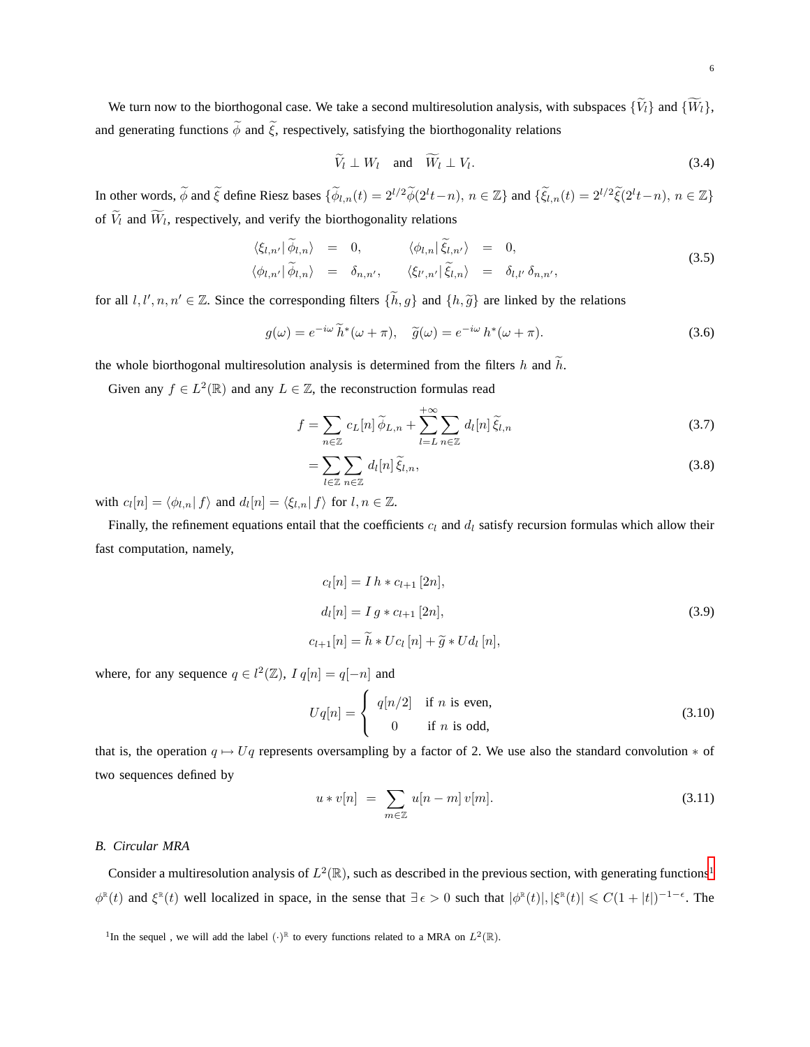We turn now to the biorthogonal case. We take a second multiresolution analysis, with subspaces $\{\widetilde{V}_l\}$ and $\{\widetilde{W}_l\}$, and generating functions $\widetilde{\phi}$ and $\widetilde{\xi}$, respectively, satisfying the biorthogonality relations

$$\widetilde{V}_l \perp W_l \quad \text{and} \quad \widetilde{W}_l \perp V_l. \tag{3.4}$$

In other words, $\widetilde{\phi}$ and $\widetilde{\xi}$ define Riesz bases $\{\widetilde{\phi}_{l,n}(t) = 2^{l/2}\widetilde{\phi}(2^l t - n),\, n \in \mathbb{Z}\}$ and $\{\widetilde{\xi}_{l,n}(t) = 2^{l/2}\widetilde{\xi}(2^l t - n),\, n \in \mathbb{Z}\}$ of $\widetilde{V}_l$ and $\widetilde{W}_l$, respectively, and verify the biorthogonality relations

$$\begin{aligned}
\langle \xi_{l,n'} | \, \widetilde{\phi}_{l,n} \rangle &= 0, & \langle \phi_{l,n} | \, \widetilde{\xi}_{l,n'} \rangle &= 0, \\
\langle \phi_{l,n'} | \, \widetilde{\phi}_{l,n} \rangle &= \delta_{n,n'}, & \langle \xi_{l',n'} | \, \widetilde{\xi}_{l,n} \rangle &= \delta_{l,l'}\, \delta_{n,n'},
\end{aligned} \tag{3.5}$$

for all $l, l', n, n' \in \mathbb{Z}$. Since the corresponding filters $\{\widetilde{h}, g\}$ and $\{h, \widetilde{g}\}$ are linked by the relations

$$g(\omega) = e^{-i\omega}\, \widetilde{h}^*(\omega + \pi), \quad \widetilde{g}(\omega) = e^{-i\omega}\, h^*(\omega + \pi). \tag{3.6}$$

the whole biorthogonal multiresolution analysis is determined from the filters $h$ and $\widetilde{h}$.

Given any $f \in L^2(\mathbb{R})$ and any $L \in \mathbb{Z}$, the reconstruction formulas read

$$f = \sum_{n \in \mathbb{Z}} c_L[n]\, \widetilde{\phi}_{L,n} + \sum_{l=L}^{+\infty} \sum_{n \in \mathbb{Z}} d_l[n]\, \widetilde{\xi}_{l,n} \tag{3.7}$$

$$= \sum_{l \in \mathbb{Z}} \sum_{n \in \mathbb{Z}} d_l[n]\, \widetilde{\xi}_{l,n}, \tag{3.8}$$

with $c_l[n] = \langle \phi_{l,n} | \, f \rangle$ and $d_l[n] = \langle \xi_{l,n} | \, f \rangle$ for $l, n \in \mathbb{Z}$.

Finally, the refinement equations entail that the coefficients $c_l$ and $d_l$ satisfy recursion formulas which allow their fast computation, namely,

$$\begin{aligned}
c_l[n] &= I\, h * c_{l+1}\, [2n], \\
d_l[n] &= I\, g * c_{l+1}\, [2n], \\
c_{l+1}[n] &= \widetilde{h} * U c_l\, [n] + \widetilde{g} * U d_l\, [n],
\end{aligned} \tag{3.9}$$

where, for any sequence $q \in l^2(\mathbb{Z})$, $I\, q[n] = q[-n]$ and

$$Uq[n] = \begin{cases} q[n/2] & \text{if } n \text{ is even,} \\ 0 & \text{if } n \text{ is odd,} \end{cases} \tag{3.10}$$

that is, the operation $q \mapsto Uq$ represents oversampling by a factor of 2. We use also the standard convolution $*$ of two sequences defined by

$$u * v[n] \;=\; \sum_{m \in \mathbb{Z}} u[n - m]\, v[m]. \tag{3.11}$$

### *B. Circular MRA*

Consider a multiresolution analysis of $L^2(\mathbb{R})$, such as described in the previous section, with generating functions[1] $\phi^{\mathbb{R}}(t)$ and $\xi^{\mathbb{R}}(t)$ well localized in space, in the sense that $\exists\, \epsilon > 0$ such that $|\phi^{\mathbb{R}}(t)|, |\xi^{\mathbb{R}}(t)| \leqslant C(1 + |t|)^{-1-\epsilon}$. The

[1]In the sequel , we will add the label $(\cdot)^{\mathbb{R}}$ to every functions related to a MRA on $L^2(\mathbb{R})$.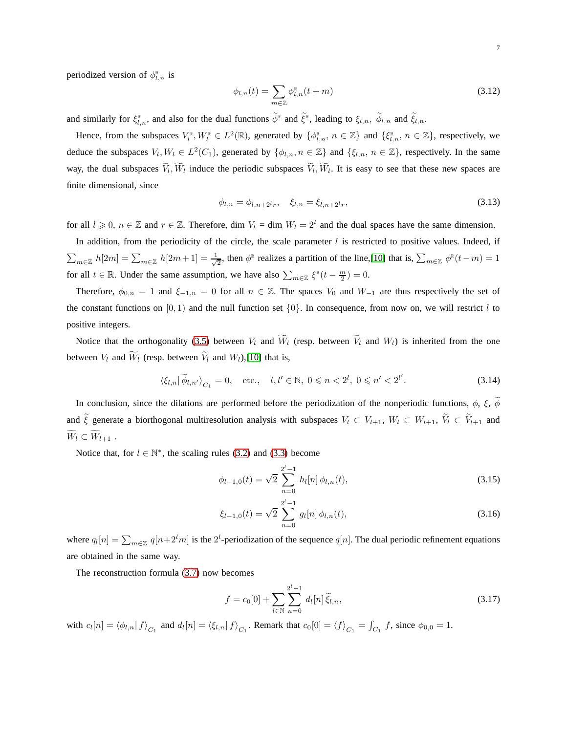periodized version of $\phi^{\mathbb{R}}_{l,n}$ is

$$\phi_{l,n}(t) = \sum_{m\in\mathbb{Z}} \phi^{\mathbb{R}}_{l,n}(t+m) \tag{3.12}$$

and similarly for $\xi^{\mathbb{R}}_{l,n}$, and also for the dual functions $\widetilde{\phi}^{\mathbb{R}}$ and $\widetilde{\xi}^{\mathbb{R}}$, leading to $\xi_{l,n}$, $\widetilde{\phi}_{l,n}$ and $\widetilde{\xi}_{l,n}$.

Hence, from the subspaces $V^{\mathbb{R}}_l, W^{\mathbb{R}}_l \in L^2(\mathbb{R})$, generated by $\{\phi^{\mathbb{R}}_{l,n},\, n \in \mathbb{Z}\}$ and $\{\xi^{\mathbb{R}}_{l,n},\, n \in \mathbb{Z}\}$, respectively, we deduce the subspaces $V_l, W_l \in L^2(C_1)$, generated by $\{\phi_{l,n}, n \in \mathbb{Z}\}$ and $\{\xi_{l,n},\, n \in \mathbb{Z}\}$, respectively. In the same way, the dual subspaces $\widetilde{V}_l, \widetilde{W}_l$ induce the periodic subspaces $\widetilde{V}_l, \widetilde{W}_l$. It is easy to see that these new spaces are finite dimensional, since

$$\phi_{l,n} = \phi_{l,n+2^l r}, \quad \xi_{l,n} = \xi_{l,n+2^l r}, \tag{3.13}$$

for all $l \geqslant 0$, $n \in \mathbb{Z}$ and $r \in \mathbb{Z}$. Therefore, dim $V_l$ = dim $W_l = 2^l$ and the dual spaces have the same dimension.

In addition, from the periodicity of the circle, the scale parameter $l$ is restricted to positive values. Indeed, if $\sum_{m\in\mathbb{Z}} h[2m] = \sum_{m\in\mathbb{Z}} h[2m+1] = \frac{1}{\sqrt{2}}$, then $\phi^{\mathbb{R}}$ realizes a partition of the line,[10] that is, $\sum_{m\in\mathbb{Z}} \phi^{\mathbb{R}}(t-m) = 1$ for all $t \in \mathbb{R}$. Under the same assumption, we have also $\sum_{m\in\mathbb{Z}} \xi^{\mathbb{R}}(t - \frac{m}{2}) = 0$.

Therefore, $\phi_{0,n} = 1$ and $\xi_{-1,n} = 0$ for all $n \in \mathbb{Z}$. The spaces $V_0$ and $W_{-1}$ are thus respectively the set of the constant functions on $[0,1)$ and the null function set $\{0\}$. In consequence, from now on, we will restrict $l$ to positive integers.

Notice that the orthogonality (3.5) between $V_l$ and $\widetilde{W}_l$ (resp. between $\widetilde{V}_l$ and $W_l$) is inherited from the one between $V_l$ and $\widetilde{W}_l$ (resp. between $\widetilde{V}_l$ and $W_l$),[10] that is,

$$\langle \xi_{l,n} | \, \widetilde{\phi}_{l,n'} \rangle_{C_1} = 0, \quad \text{etc.}, \quad l, l' \in \mathbb{N},\ 0 \leqslant n < 2^l,\ 0 \leqslant n' < 2^{l'}. \tag{3.14}$$

In conclusion, since the dilations are performed before the periodization of the nonperiodic functions, $\phi$, $\xi$, $\widetilde{\phi}$ and $\widetilde{\xi}$ generate a biorthogonal multiresolution analysis with subspaces $V_l \subset V_{l+1}$, $W_l \subset W_{l+1}$, $\widetilde{V}_l \subset \widetilde{V}_{l+1}$ and $\widetilde{W}_l \subset \widetilde{W}_{l+1}$ .

Notice that, for $l \in \mathbb{N}^*$, the scaling rules (3.2) and (3.3) become

$$\phi_{l-1,0}(t) = \sqrt{2} \sum_{n=0}^{2^l-1} h_l[n]\, \phi_{l,n}(t), \tag{3.15}$$

$$\xi_{l-1,0}(t) = \sqrt{2} \sum_{n=0}^{2^l-1} g_l[n]\, \phi_{l,n}(t), \tag{3.16}$$

where $q_l[n] = \sum_{m\in\mathbb{Z}} q[n+2^l m]$ is the $2^l$-periodization of the sequence $q[n]$. The dual periodic refinement equations are obtained in the same way.

The reconstruction formula (3.7) now becomes

$$f = c_0[0] + \sum_{l\in\mathbb{N}} \sum_{n=0}^{2^l-1} d_l[n]\, \widetilde{\xi}_{l,n}, \tag{3.17}$$

with $c_l[n] = \langle \phi_{l,n} | \, f \rangle_{C_1}$ and $d_l[n] = \langle \xi_{l,n} | \, f \rangle_{C_1}$. Remark that $c_0[0] = \langle f \rangle_{C_1} = \int_{C_1} f$, since $\phi_{0,0} = 1$.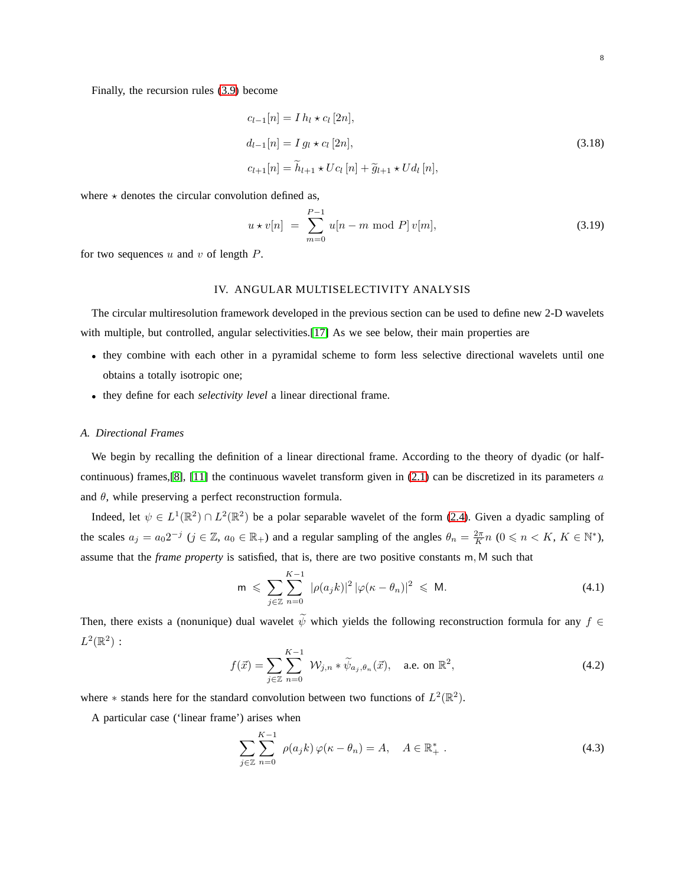Finally, the recursion rules (3.9) become

$$
\begin{aligned}
c_{l-1}[n] &= I\, h_l \star c_l\,[2n], \\
d_{l-1}[n] &= I\, g_l \star c_l\,[2n], \\
c_{l+1}[n] &= \widetilde{h}_{l+1} \star U c_l\,[n] + \widetilde{g}_{l+1} \star U d_l\,[n],
\end{aligned}
\tag{3.18}
$$

where $\star$ denotes the circular convolution defined as,

$$
u \star v[n] \;=\; \sum_{m=0}^{P-1} u[n-m \bmod P]\, v[m], \tag{3.19}
$$

for two sequences $u$ and $v$ of length $P$.

## IV. Angular Multiselectivity Analysis

The circular multiresolution framework developed in the previous section can be used to define new 2-D wavelets with multiple, but controlled, angular selectivities.[17] As we see below, their main properties are

- they combine with each other in a pyramidal scheme to form less selective directional wavelets until one obtains a totally isotropic one;
- they define for each *selectivity level* a linear directional frame.

### A. Directional Frames

We begin by recalling the definition of a linear directional frame. According to the theory of dyadic (or half-continuous) frames,[8], [11] the continuous wavelet transform given in (2.1) can be discretized in its parameters $a$ and $\theta$, while preserving a perfect reconstruction formula.

Indeed, let $\psi \in L^1(\mathbb{R}^2) \cap L^2(\mathbb{R}^2)$ be a polar separable wavelet of the form (2.4). Given a dyadic sampling of the scales $a_j = a_0 2^{-j}$ ($j \in \mathbb{Z}$, $a_0 \in \mathbb{R}_+$) and a regular sampling of the angles $\theta_n = \frac{2\pi}{K} n$ ($0 \leqslant n < K$, $K \in \mathbb{N}^*$), assume that the *frame property* is satisfied, that is, there are two positive constants $\mathsf{m}, \mathsf{M}$ such that

$$
\mathsf{m} \;\leqslant\; \sum_{j \in \mathbb{Z}} \sum_{n=0}^{K-1} \;|\rho(a_j k)|^2\, |\varphi(\kappa - \theta_n)|^2 \;\leqslant\; \mathsf{M}. \tag{4.1}
$$

Then, there exists a (nonunique) dual wavelet $\widetilde{\psi}$ which yields the following reconstruction formula for any $f \in L^2(\mathbb{R}^2)$ :

$$
f(\vec{x}) = \sum_{j \in \mathbb{Z}} \sum_{n=0}^{K-1} \; \mathcal{W}_{j,n} * \widetilde{\psi}_{a_j,\theta_n}(\vec{x}), \quad \text{a.e. on } \mathbb{R}^2, \tag{4.2}
$$

where $*$ stands here for the standard convolution between two functions of $L^2(\mathbb{R}^2)$.

A particular case ('linear frame') arises when

$$
\sum_{j \in \mathbb{Z}} \sum_{n=0}^{K-1} \; \rho(a_j k)\, \varphi(\kappa - \theta_n) = A, \quad A \in \mathbb{R}_+^* \;. \tag{4.3}
$$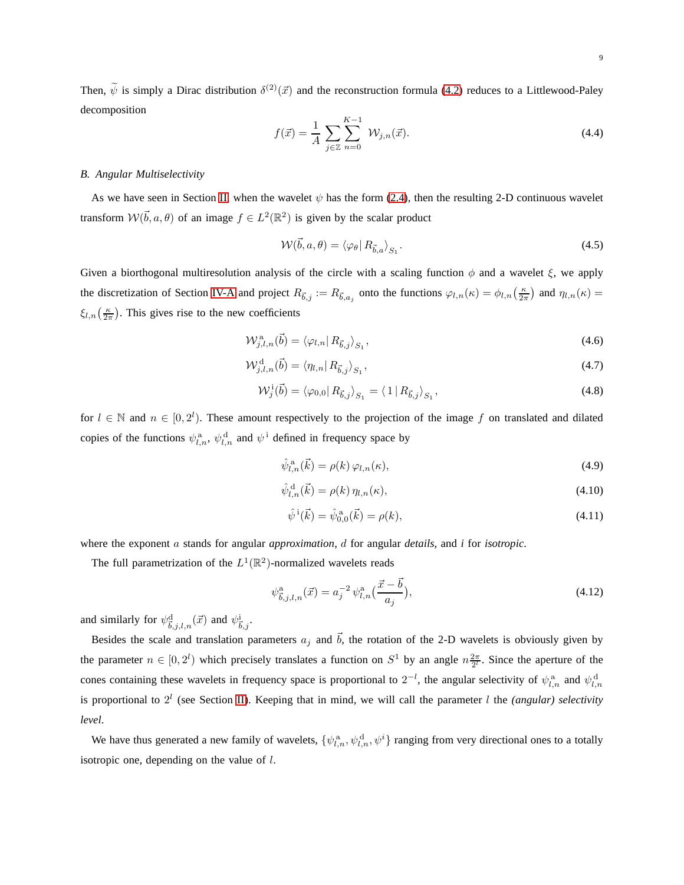Then, $\widetilde{\psi}$ is simply a Dirac distribution $\delta^{(2)}(\vec{x})$ and the reconstruction formula (4.2) reduces to a Littlewood-Paley decomposition

$$f(\vec{x}) = \frac{1}{A} \sum_{j\in\mathbb{Z}} \sum_{n=0}^{K-1} \mathcal{W}_{j,n}(\vec{x}). \tag{4.4}$$

### B. Angular Multiselectivity

As we have seen in Section II, when the wavelet $\psi$ has the form (2.4), then the resulting 2-D continuous wavelet transform $\mathcal{W}(\vec{b}, a, \theta)$ of an image $f \in L^2(\mathbb{R}^2)$ is given by the scalar product

$$\mathcal{W}(\vec{b}, a, \theta) = \langle \varphi_\theta | \, R_{\vec{b},a} \rangle_{S_1}. \tag{4.5}$$

Given a biorthogonal multiresolution analysis of the circle with a scaling function $\phi$ and a wavelet $\xi$, we apply the discretization of Section IV-A and project $R_{\vec{b},j} := R_{\vec{b},a_j}$ onto the functions $\varphi_{l,n}(\kappa) = \phi_{l,n}\big(\frac{\kappa}{2\pi}\big)$ and $\eta_{l,n}(\kappa) = \xi_{l,n}\big(\frac{\kappa}{2\pi}\big)$. This gives rise to the new coefficients

$$\mathcal{W}^{\mathrm{a}}_{j,l,n}(\vec{b}) = \langle \varphi_{l,n} | \, R_{\vec{b},j} \rangle_{S_1}, \tag{4.6}$$

$$\mathcal{W}^{\mathrm{d}}_{j,l,n}(\vec{b}) = \langle \eta_{l,n} | \, R_{\vec{b},j} \rangle_{S_1}, \tag{4.7}$$

$$\mathcal{W}^{\mathrm{i}}_{j}(\vec{b}) = \langle \varphi_{0,0} | \, R_{\vec{b},j} \rangle_{S_1} = \langle \, 1 \, | \, R_{\vec{b},j} \rangle_{S_1}, \tag{4.8}$$

for $l \in \mathbb{N}$ and $n \in [0, 2^l)$. These amount respectively to the projection of the image $f$ on translated and dilated copies of the functions $\psi^{\mathrm{a}}_{l,n}$, $\psi^{\mathrm{d}}_{l,n}$ and $\psi^{\,\mathrm{i}}$ defined in frequency space by

$$\hat{\psi}^{\mathrm{a}}_{l,n}(\vec{k}) = \rho(k)\, \varphi_{l,n}(\kappa), \tag{4.9}$$

$$\hat{\psi}^{\mathrm{d}}_{l,n}(\vec{k}) = \rho(k)\, \eta_{l,n}(\kappa), \tag{4.10}$$

$$\hat{\psi}^{\,\mathrm{i}}(\vec{k}) = \hat{\psi}^{\mathrm{a}}_{0,0}(\vec{k}) = \rho(k), \tag{4.11}$$

where the exponent $a$ stands for angular *approximation*, $d$ for angular *details*, and *i* for *isotropic*.

The full parametrization of the $L^1(\mathbb{R}^2)$-normalized wavelets reads

$$\psi^{\mathrm{a}}_{\vec{b},j,l,n}(\vec{x}) = a_j^{-2}\, \psi^{\mathrm{a}}_{l,n}\big(\frac{\vec{x} - \vec{b}}{a_j}\big), \tag{4.12}$$

and similarly for $\psi^{\mathrm{d}}_{\vec{b},j,l,n}(\vec{x})$ and $\psi^{\mathrm{i}}_{\vec{b},j}$.

Besides the scale and translation parameters $a_j$ and $\vec{b}$, the rotation of the 2-D wavelets is obviously given by the parameter $n \in [0, 2^l)$ which precisely translates a function on $S^1$ by an angle $n\frac{2\pi}{2^l}$. Since the aperture of the cones containing these wavelets in frequency space is proportional to $2^{-l}$, the angular selectivity of $\psi^{\mathrm{a}}_{l,n}$ and $\psi^{\mathrm{d}}_{l,n}$ is proportional to $2^l$ (see Section II). Keeping that in mind, we will call the parameter $l$ the *(angular) selectivity level*.

We have thus generated a new family of wavelets, $\{\psi^{\mathrm{a}}_{l,n}, \psi^{\mathrm{d}}_{l,n}, \psi^{i}\}$ ranging from very directional ones to a totally isotropic one, depending on the value of $l$.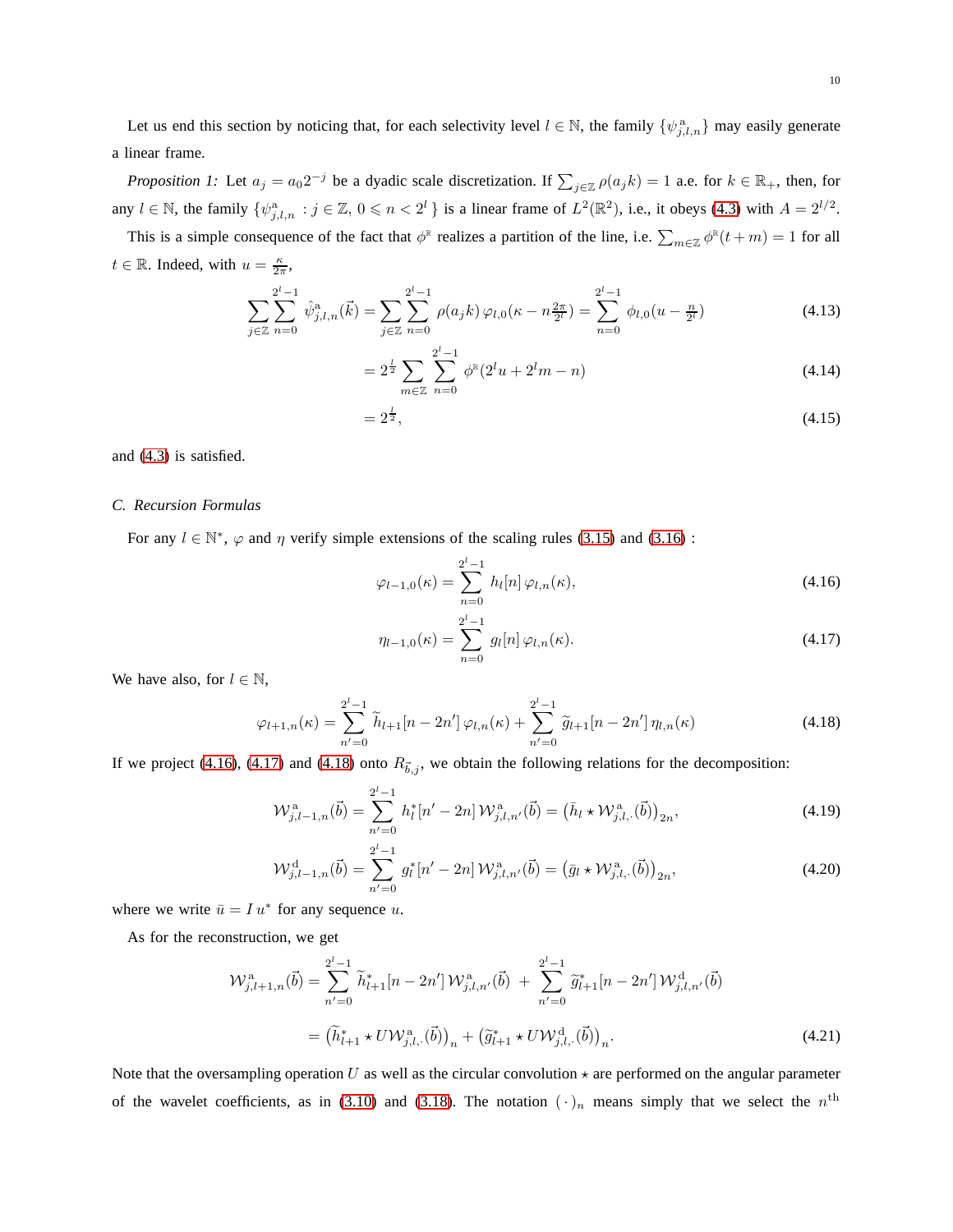Let us end this section by noticing that, for each selectivity level $l \in \mathbb{N}$, the family $\{\psi^{\rm a}_{j,l,n}\}$ may easily generate a linear frame.

*Proposition 1:* Let $a_j = a_0 2^{-j}$ be a dyadic scale discretization. If $\sum_{j\in\mathbb{Z}} \rho(a_j k) = 1$ a.e. for $k \in \mathbb{R}_+$, then, for any $l \in \mathbb{N}$, the family $\{\psi^{\rm a}_{j,l,n} : j \in \mathbb{Z},\, 0 \leqslant n < 2^l\}$ is a linear frame of $L^2(\mathbb{R}^2)$, i.e., it obeys (4.3) with $A = 2^{l/2}$.

This is a simple consequence of the fact that $\phi^{\mathbb{R}}$ realizes a partition of the line, i.e. $\sum_{m\in\mathbb{Z}} \phi^{\mathbb{R}}(t+m) = 1$ for all $t \in \mathbb{R}$. Indeed, with $u = \frac{\kappa}{2\pi}$,

$$
\sum_{j\in\mathbb{Z}} \sum_{n=0}^{2^l-1} \hat{\psi}^{\rm a}_{j,l,n}(\vec{k}) = \sum_{j\in\mathbb{Z}} \sum_{n=0}^{2^l-1} \rho(a_j k)\, \varphi_{l,0}(\kappa - n\tfrac{2\pi}{2^l}) = \sum_{n=0}^{2^l-1} \phi_{l,0}(u - \tfrac{n}{2^l}) \tag{4.13}
$$

$$
= 2^{\frac{l}{2}} \sum_{m\in\mathbb{Z}} \sum_{n=0}^{2^l-1} \phi^{\mathbb{R}}(2^l u + 2^l m - n) \tag{4.14}
$$

$$
= 2^{\frac{l}{2}}, \tag{4.15}
$$

and (4.3) is satisfied.

### C. Recursion Formulas

For any $l \in \mathbb{N}^*$, $\varphi$ and $\eta$ verify simple extensions of the scaling rules (3.15) and (3.16) :

$$
\varphi_{l-1,0}(\kappa) = \sum_{n=0}^{2^l-1} h_l[n]\, \varphi_{l,n}(\kappa), \tag{4.16}
$$

$$
\eta_{l-1,0}(\kappa) = \sum_{n=0}^{2^l-1} g_l[n]\, \varphi_{l,n}(\kappa). \tag{4.17}
$$

We have also, for $l \in \mathbb{N}$,

$$
\varphi_{l+1,n}(\kappa) = \sum_{n'=0}^{2^l-1} \widetilde{h}_{l+1}[n-2n']\, \varphi_{l,n}(\kappa) + \sum_{n'=0}^{2^l-1} \widetilde{g}_{l+1}[n-2n']\, \eta_{l,n}(\kappa) \tag{4.18}
$$

If we project (4.16), (4.17) and (4.18) onto $R_{\vec{b},j}$, we obtain the following relations for the decomposition:

$$
\mathcal{W}^{\rm a}_{j,l-1,n}(\vec{b}) = \sum_{n'=0}^{2^l-1} h^*_l[n'-2n]\, \mathcal{W}^{\rm a}_{j,l,n'}(\vec{b}) = \big(\bar{h}_l \star \mathcal{W}^{\rm a}_{j,l,\cdot}(\vec{b})\big)_{2n}, \tag{4.19}
$$

$$
\mathcal{W}^{\rm d}_{j,l-1,n}(\vec{b}) = \sum_{n'=0}^{2^l-1} g^*_l[n'-2n]\, \mathcal{W}^{\rm a}_{j,l,n'}(\vec{b}) = \big(\bar{g}_l \star \mathcal{W}^{\rm a}_{j,l,\cdot}(\vec{b})\big)_{2n}, \tag{4.20}
$$

where we write $\bar{u} = I\,u^*$ for any sequence $u$.

As for the reconstruction, we get

$$
\begin{aligned}
\mathcal{W}^{\rm a}_{j,l+1,n}(\vec{b}) &= \sum_{n'=0}^{2^l-1} \widetilde{h}^*_{l+1}[n-2n']\, \mathcal{W}^{\rm a}_{j,l,n'}(\vec{b}) \;+\; \sum_{n'=0}^{2^l-1} \widetilde{g}^*_{l+1}[n-2n']\, \mathcal{W}^{\rm d}_{j,l,n'}(\vec{b}) \\
&= \big(\widetilde{h}^*_{l+1} \star U\mathcal{W}^{\rm a}_{j,l,\cdot}(\vec{b})\big)_n + \big(\widetilde{g}^*_{l+1} \star U\mathcal{W}^{\rm d}_{j,l,\cdot}(\vec{b})\big)_n.
\end{aligned} \tag{4.21}
$$

Note that the oversampling operation $U$ as well as the circular convolution $\star$ are performed on the angular parameter of the wavelet coefficients, as in (3.10) and (3.18). The notation $(\,\cdot\,)_n$ means simply that we select the $n^{\rm th}$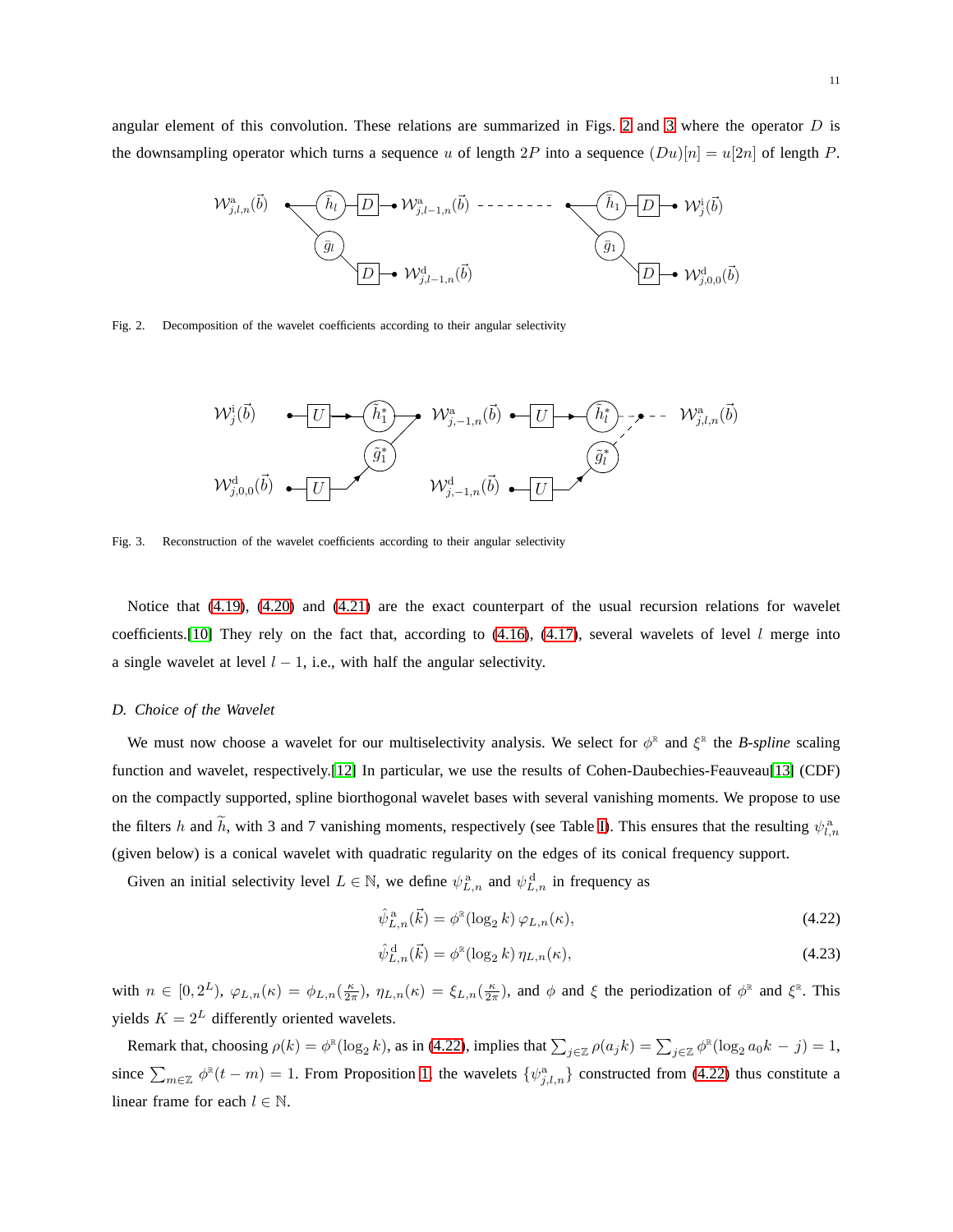angular element of this convolution. These relations are summarized in Figs. 2 and 3 where the operator $D$ is the downsampling operator which turns a sequence $u$ of length $2P$ into a sequence $(Du)[n] = u[2n]$ of length $P$.

Fig. 2. Decomposition of the wavelet coefficients according to their angular selectivity

Fig. 3. Reconstruction of the wavelet coefficients according to their angular selectivity

Notice that (4.19), (4.20) and (4.21) are the exact counterpart of the usual recursion relations for wavelet coefficients.[10] They rely on the fact that, according to (4.16), (4.17), several wavelets of level $l$ merge into a single wavelet at level $l-1$, i.e., with half the angular selectivity.

### D. Choice of the Wavelet

We must now choose a wavelet for our multiselectivity analysis. We select for $\phi^{\mathbb{R}}$ and $\xi^{\mathbb{R}}$ the *B-spline* scaling function and wavelet, respectively.[12] In particular, we use the results of Cohen-Daubechies-Feauveau[13] (CDF) on the compactly supported, spline biorthogonal wavelet bases with several vanishing moments. We propose to use the filters $h$ and $\widetilde{h}$, with 3 and 7 vanishing moments, respectively (see Table I). This ensures that the resulting $\psi^{\mathrm{a}}_{l,n}$ (given below) is a conical wavelet with quadratic regularity on the edges of its conical frequency support.

Given an initial selectivity level $L \in \mathbb{N}$, we define $\psi^{\mathrm{a}}_{L,n}$ and $\psi^{\mathrm{d}}_{L,n}$ in frequency as

$$\hat{\psi}^{\mathrm{a}}_{L,n}(\vec{k}) = \phi^{\mathbb{R}}(\log_2 k)\, \varphi_{L,n}(\kappa), \tag{4.22}$$

$$\hat{\psi}^{\mathrm{d}}_{L,n}(\vec{k}) = \phi^{\mathbb{R}}(\log_2 k)\, \eta_{L,n}(\kappa), \tag{4.23}$$

with $n \in [0, 2^L)$, $\varphi_{L,n}(\kappa) = \phi_{L,n}(\frac{\kappa}{2\pi})$, $\eta_{L,n}(\kappa) = \xi_{L,n}(\frac{\kappa}{2\pi})$, and $\phi$ and $\xi$ the periodization of $\phi^{\mathbb{R}}$ and $\xi^{\mathbb{R}}$. This yields $K = 2^L$ differently oriented wavelets.

Remark that, choosing $\rho(k) = \phi^{\mathbb{R}}(\log_2 k)$, as in (4.22), implies that $\sum_{j\in\mathbb{Z}} \rho(a_j k) = \sum_{j\in\mathbb{Z}} \phi^{\mathbb{R}}(\log_2 a_0 k - j) = 1$, since $\sum_{m\in\mathbb{Z}} \phi^{\mathbb{R}}(t-m) = 1$. From Proposition 1, the wavelets $\{\psi^{\mathrm{a}}_{j,l,n}\}$ constructed from (4.22) thus constitute a linear frame for each $l \in \mathbb{N}$.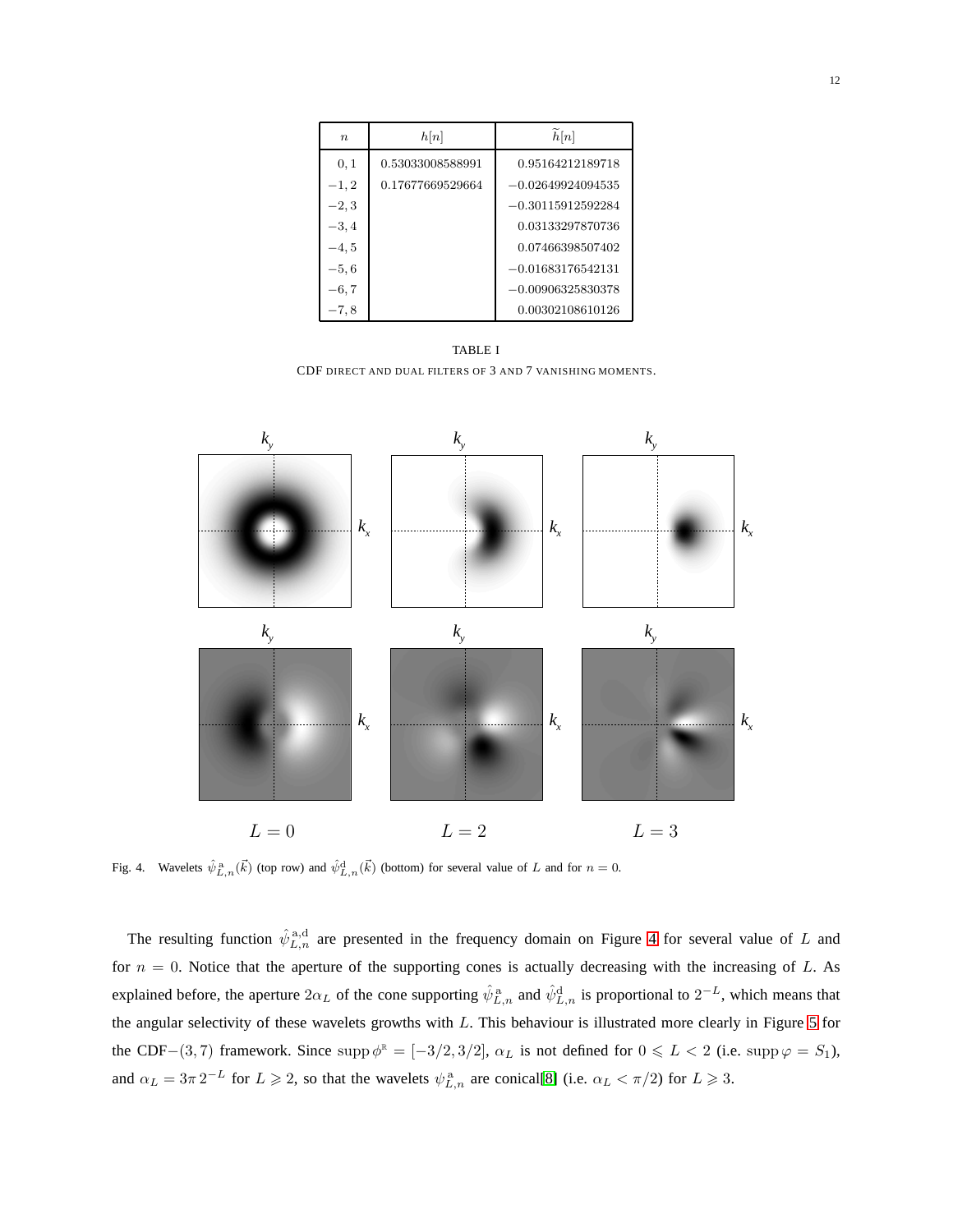| $n$ | $h[n]$ | $\widetilde{h}[n]$ |
|---|---|---|
| $0, 1$ | 0.53033008588991 | 0.95164212189718 |
| $-1, 2$ | 0.17677669529664 | $-0.02649924094535$ |
| $-2, 3$ | | $-0.30115912592284$ |
| $-3, 4$ | | 0.03133297870736 |
| $-4, 5$ | | 0.07466398507402 |
| $-5, 6$ | | $-0.01683176542131$ |
| $-6, 7$ | | $-0.00906325830378$ |
| $-7, 8$ | | 0.00302108610126 |

TABLE I

CDF DIRECT AND DUAL FILTERS OF 3 AND 7 VANISHING MOMENTS.

Fig. 4. Wavelets $\hat{\psi}^{\rm a}_{L,n}(\vec{k})$ (top row) and $\hat{\psi}^{\rm d}_{L,n}(\vec{k})$ (bottom) for several value of $L$ and for $n = 0$.

The resulting function $\hat{\psi}^{\rm a,d}_{L,n}$ are presented in the frequency domain on Figure 4 for several value of $L$ and for $n = 0$. Notice that the aperture of the supporting cones is actually decreasing with the increasing of $L$. As explained before, the aperture $2\alpha_L$ of the cone supporting $\hat{\psi}^{\rm a}_{L,n}$ and $\hat{\psi}^{\rm d}_{L,n}$ is proportional to $2^{-L}$, which means that the angular selectivity of these wavelets growths with $L$. This behaviour is illustrated more clearly in Figure 5 for the CDF$-(3, 7)$ framework. Since $\operatorname{supp} \phi^{\mathbb{R}} = [-3/2, 3/2]$, $\alpha_L$ is not defined for $0 \leqslant L < 2$ (i.e. $\operatorname{supp} \varphi = S_1$), and $\alpha_L = 3\pi\, 2^{-L}$ for $L \geqslant 2$, so that the wavelets $\psi^{\rm a}_{L,n}$ are conical[8] (i.e. $\alpha_L < \pi/2$) for $L \geqslant 3$.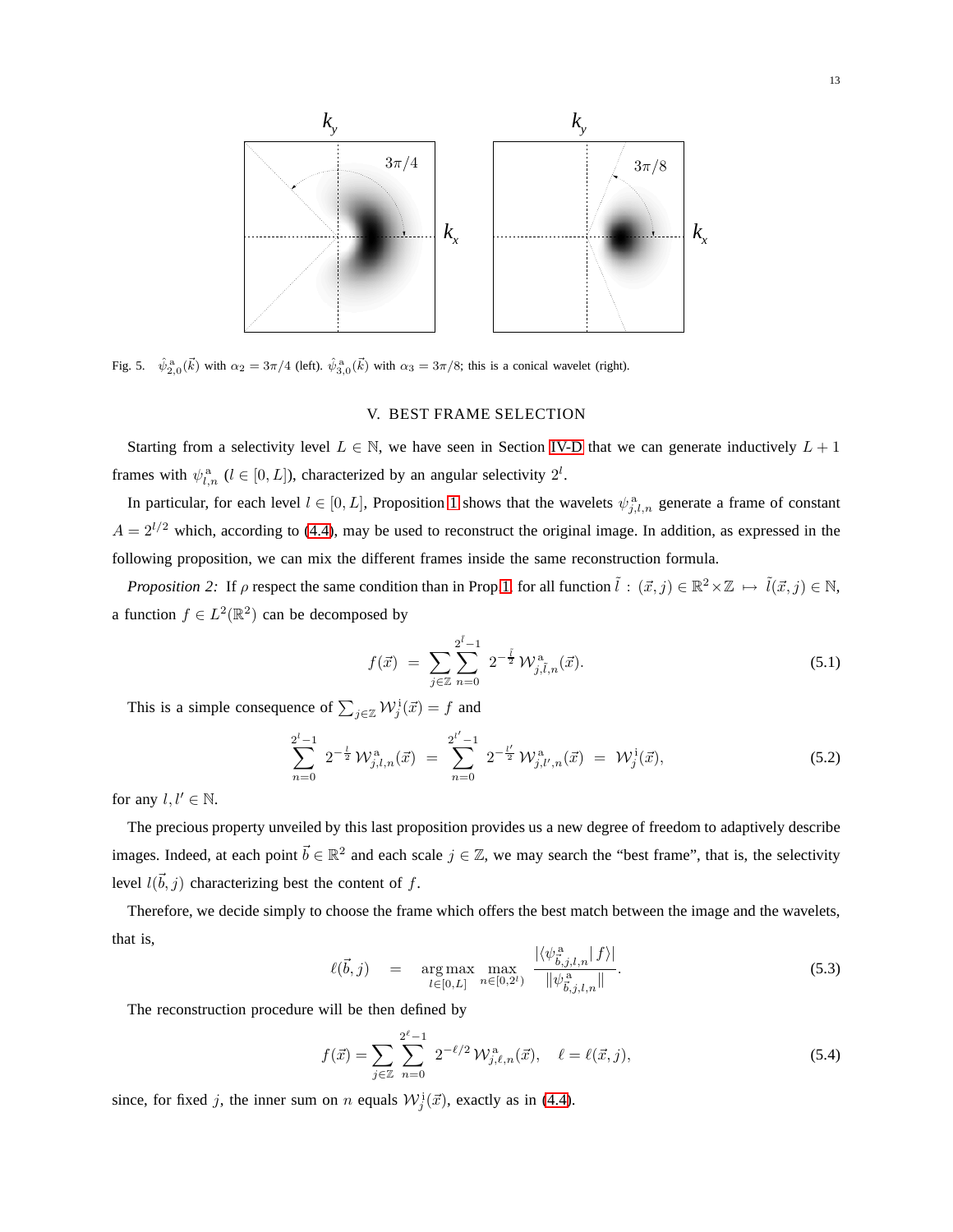Fig. 5. $\hat{\psi}^{\rm a}_{2,0}(\vec{k})$ with $\alpha_2 = 3\pi/4$ (left). $\hat{\psi}^{\rm a}_{3,0}(\vec{k})$ with $\alpha_3 = 3\pi/8$; this is a conical wavelet (right).

## V. BEST FRAME SELECTION

Starting from a selectivity level $L \in \mathbb{N}$, we have seen in Section IV-D that we can generate inductively $L+1$ frames with $\psi^{\rm a}_{l,n}$ ($l \in [0, L]$), characterized by an angular selectivity $2^l$.

In particular, for each level $l \in [0, L]$, Proposition 1 shows that the wavelets $\psi^{\rm a}_{j,l,n}$ generate a frame of constant $A = 2^{l/2}$ which, according to (4.4), may be used to reconstruct the original image. In addition, as expressed in the following proposition, we can mix the different frames inside the same reconstruction formula.

*Proposition 2:* If $\rho$ respect the same condition than in Prop 1, for all function $\tilde{l} : (\vec{x}, j) \in \mathbb{R}^2 \times \mathbb{Z} \mapsto \tilde{l}(\vec{x}, j) \in \mathbb{N}$, a function $f \in L^2(\mathbb{R}^2)$ can be decomposed by

$$f(\vec{x}) \;=\; \sum_{j\in\mathbb{Z}} \sum_{n=0}^{2^{\tilde{l}}-1} 2^{-\frac{\tilde{l}}{2}}\, \mathcal{W}^{\rm a}_{j,\tilde{l},n}(\vec{x}). \tag{5.1}$$

This is a simple consequence of $\sum_{j\in\mathbb{Z}} \mathcal{W}^{\rm i}_j(\vec{x}) = f$ and

$$\sum_{n=0}^{2^l-1} 2^{-\frac{l}{2}}\, \mathcal{W}^{\rm a}_{j,l,n}(\vec{x}) \;=\; \sum_{n=0}^{2^{l'}-1} 2^{-\frac{l'}{2}}\, \mathcal{W}^{\rm a}_{j,l',n}(\vec{x}) \;=\; \mathcal{W}^{\rm i}_j(\vec{x}), \tag{5.2}$$

for any $l, l' \in \mathbb{N}$.

The precious property unveiled by this last proposition provides us a new degree of freedom to adaptively describe images. Indeed, at each point $\vec{b} \in \mathbb{R}^2$ and each scale $j \in \mathbb{Z}$, we may search the "best frame", that is, the selectivity level $l(\vec{b}, j)$ characterizing best the content of $f$.

Therefore, we decide simply to choose the frame which offers the best match between the image and the wavelets, that is,

$$\ell(\vec{b}, j) \quad = \quad \operatorname*{arg\,max}_{l\in[0,L]} \; \max_{n\in[0,2^l)} \; \frac{|\langle \psi^{\rm a}_{\vec{b},j,l,n} |\, f \rangle|}{\|\psi^{\rm a}_{\vec{b},j,l,n}\|}. \tag{5.3}$$

The reconstruction procedure will be then defined by

$$f(\vec{x}) = \sum_{j\in\mathbb{Z}} \sum_{n=0}^{2^\ell-1} 2^{-\ell/2}\, \mathcal{W}^{\rm a}_{j,\ell,n}(\vec{x}), \quad \ell = \ell(\vec{x}, j), \tag{5.4}$$

since, for fixed $j$, the inner sum on $n$ equals $\mathcal{W}^{\rm i}_j(\vec{x})$, exactly as in (4.4).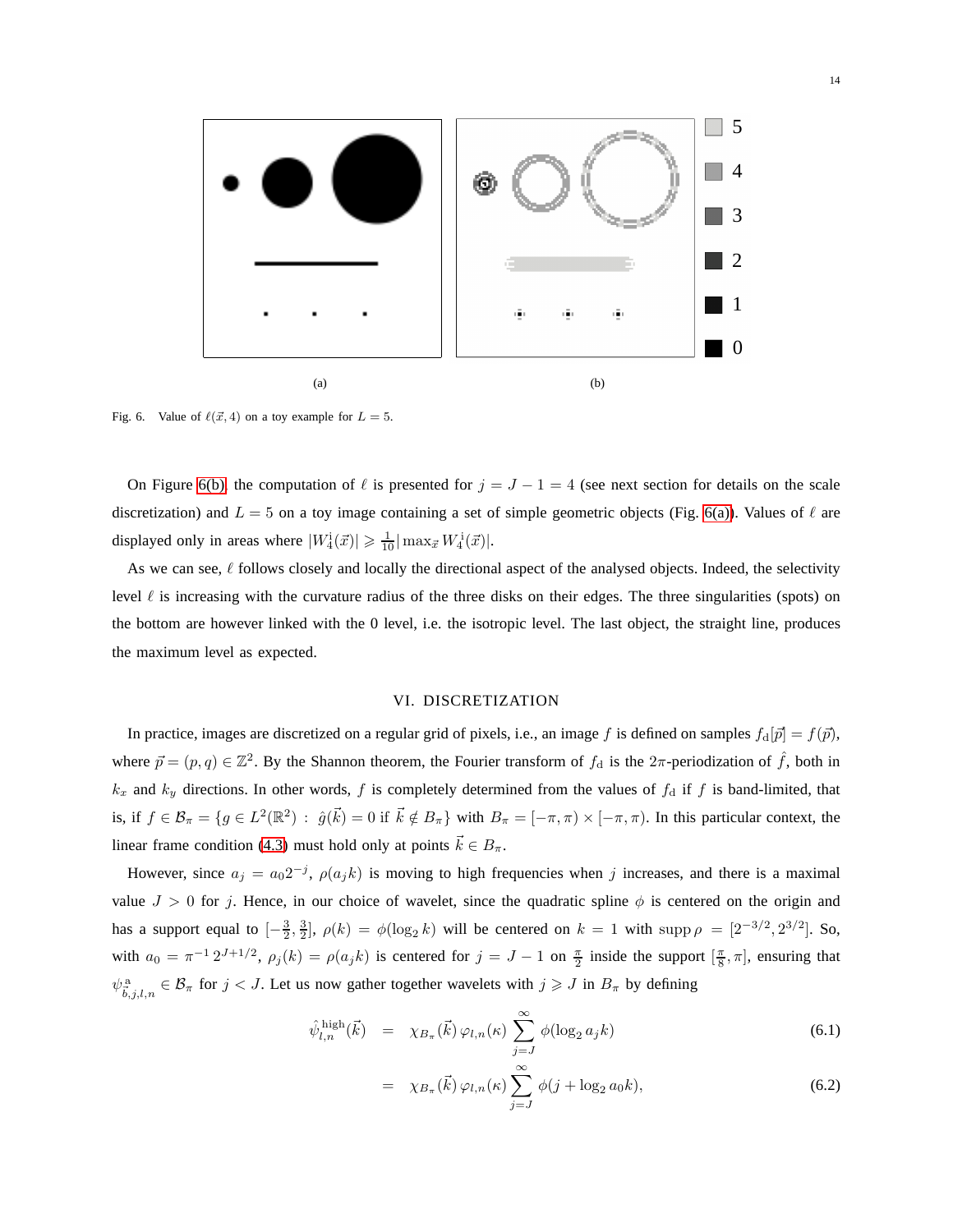(a) (b)

Fig. 6. Value of $\ell(\vec{x}, 4)$ on a toy example for $L = 5$.

On Figure 6(b), the computation of $\ell$ is presented for $j = J - 1 = 4$ (see next section for details on the scale discretization) and $L = 5$ on a toy image containing a set of simple geometric objects (Fig. 6(a)). Values of $\ell$ are displayed only in areas where $|W^{\rm i}_4(\vec{x})| \geqslant \frac{1}{10}|\max_{\vec{x}} W^{\rm i}_4(\vec{x})|$.

As we can see, $\ell$ follows closely and locally the directional aspect of the analysed objects. Indeed, the selectivity level $\ell$ is increasing with the curvature radius of the three disks on their edges. The three singularities (spots) on the bottom are however linked with the 0 level, i.e. the isotropic level. The last object, the straight line, produces the maximum level as expected.

## VI. Discretization

In practice, images are discretized on a regular grid of pixels, i.e., an image $f$ is defined on samples $f_{\rm d}[\vec{p}] = f(\vec{p})$, where $\vec{p} = (p, q) \in \mathbb{Z}^2$. By the Shannon theorem, the Fourier transform of $f_{\rm d}$ is the $2\pi$-periodization of $\hat{f}$, both in $k_x$ and $k_y$ directions. In other words, $f$ is completely determined from the values of $f_{\rm d}$ if $f$ is band-limited, that is, if $f \in \mathcal{B}_\pi = \{g \in L^2(\mathbb{R}^2) \,:\, \hat{g}(\vec{k}) = 0 \text{ if } \vec{k} \notin B_\pi\}$ with $B_\pi = [-\pi, \pi) \times [-\pi, \pi)$. In this particular context, the linear frame condition (4.3) must hold only at points $\vec{k} \in B_\pi$.

However, since $a_j = a_0 2^{-j}$, $\rho(a_j k)$ is moving to high frequencies when $j$ increases, and there is a maximal value $J > 0$ for $j$. Hence, in our choice of wavelet, since the quadratic spline $\phi$ is centered on the origin and has a support equal to $[-\frac{3}{2}, \frac{3}{2}]$, $\rho(k) = \phi(\log_2 k)$ will be centered on $k = 1$ with $\operatorname{supp} \rho = [2^{-3/2}, 2^{3/2}]$. So, with $a_0 = \pi^{-1}\, 2^{J+1/2}$, $\rho_j(k) = \rho(a_j k)$ is centered for $j = J - 1$ on $\frac{\pi}{2}$ inside the support $[\frac{\pi}{8}, \pi]$, ensuring that $\psi^{\rm a}_{\vec{b},j,l,n} \in \mathcal{B}_\pi$ for $j < J$. Let us now gather together wavelets with $j \geqslant J$ in $B_\pi$ by defining

$$
\begin{aligned}
\hat{\psi}^{\rm high}_{l,n}(\vec{k}) &= \chi_{B_\pi}(\vec{k})\, \varphi_{l,n}(\kappa) \sum_{j=J}^{\infty} \phi(\log_2 a_j k) && (6.1)\\
&= \chi_{B_\pi}(\vec{k})\, \varphi_{l,n}(\kappa) \sum_{j=J}^{\infty} \phi(j + \log_2 a_0 k), && (6.2)
\end{aligned}
$$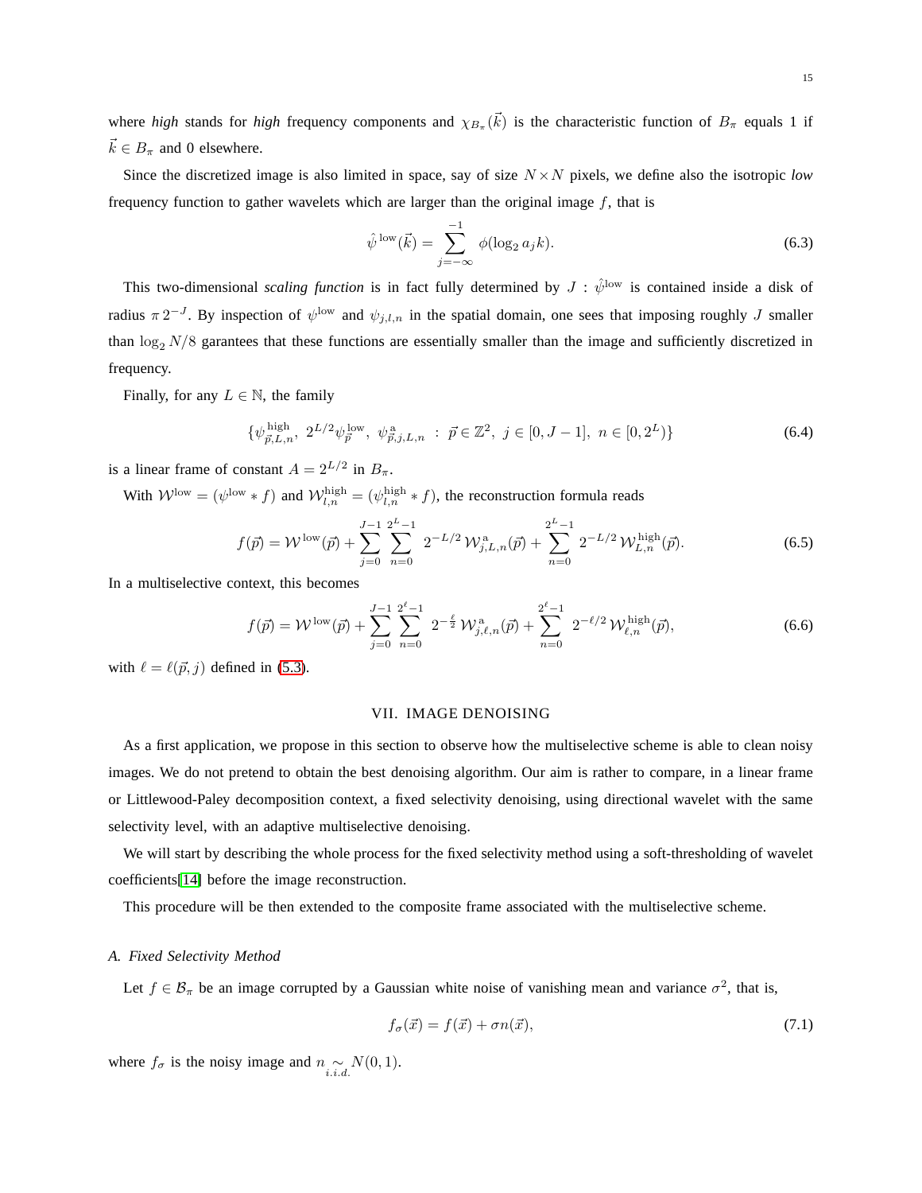where *high* stands for *high* frequency components and $\chi_{B_\pi}(\vec{k})$ is the characteristic function of $B_\pi$ equals 1 if $\vec{k} \in B_\pi$ and 0 elsewhere.

Since the discretized image is also limited in space, say of size $N \times N$ pixels, we define also the isotropic *low* frequency function to gather wavelets which are larger than the original image $f$, that is

$$\hat{\psi}^{\,\mathrm{low}}(\vec{k}) = \sum_{j=-\infty}^{-1} \phi(\log_2 a_j k). \tag{6.3}$$

This two-dimensional *scaling function* is in fact fully determined by $J$ : $\hat{\psi}^{\mathrm{low}}$ is contained inside a disk of radius $\pi\, 2^{-J}$. By inspection of $\psi^{\mathrm{low}}$ and $\psi_{j,l,n}$ in the spatial domain, one sees that imposing roughly $J$ smaller than $\log_2 N/8$ garantees that these functions are essentially smaller than the image and sufficiently discretized in frequency.

Finally, for any $L \in \mathbb{N}$, the family

$$\{\psi^{\mathrm{high}}_{\vec{p},L,n},\ 2^{L/2}\psi^{\mathrm{low}}_{\vec{p}},\ \psi^{\mathrm{a}}_{\vec{p},j,L,n}\ :\ \vec{p} \in \mathbb{Z}^2,\ j \in [0, J-1],\ n \in [0, 2^L)\} \tag{6.4}$$

is a linear frame of constant $A = 2^{L/2}$ in $B_\pi$.

With $\mathcal{W}^{\mathrm{low}} = (\psi^{\mathrm{low}} * f)$ and $\mathcal{W}^{\mathrm{high}}_{l,n} = (\psi^{\mathrm{high}}_{l,n} * f)$, the reconstruction formula reads

$$f(\vec{p}) = \mathcal{W}^{\,\mathrm{low}}(\vec{p}) + \sum_{j=0}^{J-1}\sum_{n=0}^{2^L-1} 2^{-L/2}\, \mathcal{W}^{\mathrm{a}}_{j,L,n}(\vec{p}) + \sum_{n=0}^{2^L-1} 2^{-L/2}\, \mathcal{W}^{\mathrm{high}}_{L,n}(\vec{p}). \tag{6.5}$$

In a multiselective context, this becomes

$$f(\vec{p}) = \mathcal{W}^{\,\mathrm{low}}(\vec{p}) + \sum_{j=0}^{J-1}\sum_{n=0}^{2^\ell-1} 2^{-\frac{\ell}{2}}\, \mathcal{W}^{\mathrm{a}}_{j,\ell,n}(\vec{p}) + \sum_{n=0}^{2^\ell-1} 2^{-\ell/2}\, \mathcal{W}^{\mathrm{high}}_{\ell,n}(\vec{p}), \tag{6.6}$$

with $\ell = \ell(\vec{p}, j)$ defined in (5.3).

## VII. IMAGE DENOISING

As a first application, we propose in this section to observe how the multiselective scheme is able to clean noisy images. We do not pretend to obtain the best denoising algorithm. Our aim is rather to compare, in a linear frame or Littlewood-Paley decomposition context, a fixed selectivity denoising, using directional wavelet with the same selectivity level, with an adaptive multiselective denoising.

We will start by describing the whole process for the fixed selectivity method using a soft-thresholding of wavelet coefficients[14] before the image reconstruction.

This procedure will be then extended to the composite frame associated with the multiselective scheme.

### A. Fixed Selectivity Method

Let $f \in \mathcal{B}_\pi$ be an image corrupted by a Gaussian white noise of vanishing mean and variance $\sigma^2$, that is,

$$f_\sigma(\vec{x}) = f(\vec{x}) + \sigma n(\vec{x}), \tag{7.1}$$

where $f_\sigma$ is the noisy image and $n \underset{i.i.d.}{\sim} N(0,1)$.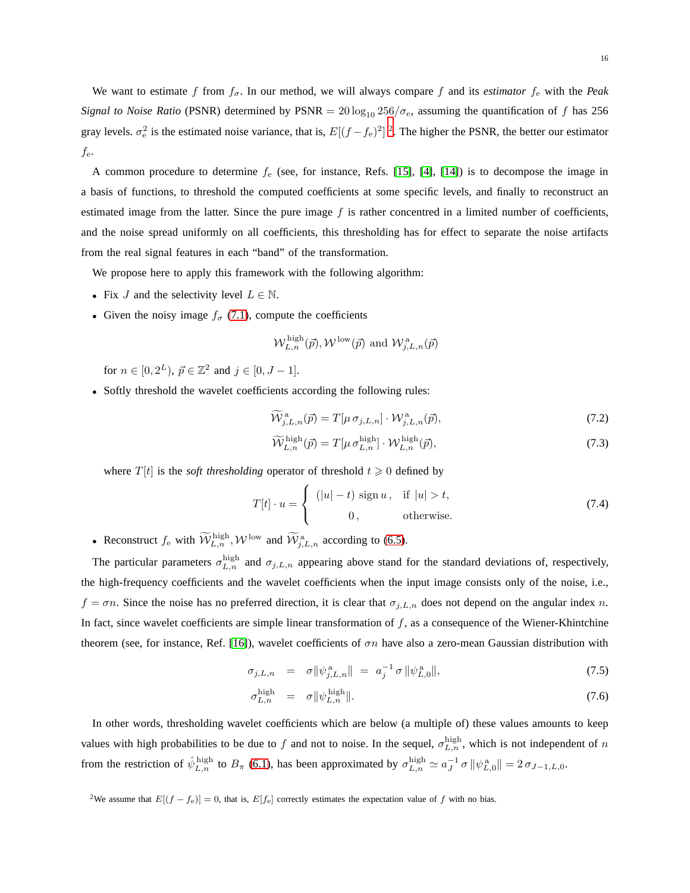We want to estimate $f$ from $f_\sigma$. In our method, we will always compare $f$ and its *estimator* $f_\mathrm{e}$ with the *Peak Signal to Noise Ratio* (PSNR) determined by $\mathrm{PSNR} = 20 \log_{10} 256/\sigma_\mathrm{e}$, assuming the quantification of $f$ has 256 gray levels. $\sigma_\mathrm{e}^2$ is the estimated noise variance, that is, $E[(f - f_\mathrm{e})^2]$ [2]. The higher the PSNR, the better our estimator $f_\mathrm{e}$.

A common procedure to determine $f_\mathrm{e}$ (see, for instance, Refs. [15], [4], [14]) is to decompose the image in a basis of functions, to threshold the computed coefficients at some specific levels, and finally to reconstruct an estimated image from the latter. Since the pure image $f$ is rather concentred in a limited number of coefficients, and the noise spread uniformly on all coefficients, this thresholding has for effect to separate the noise artifacts from the real signal features in each "band" of the transformation.

We propose here to apply this framework with the following algorithm:

- Fix $J$ and the selectivity level $L \in \mathbb{N}$.
- Given the noisy image $f_\sigma$ (7.1), compute the coefficients

$$\mathcal{W}^{\mathrm{high}}_{L,n}(\vec{p}), \mathcal{W}^{\mathrm{low}}(\vec{p}) \text{ and } \mathcal{W}^{\mathrm{a}}_{j,L,n}(\vec{p})$$

  for $n \in [0, 2^L)$, $\vec{p} \in \mathbb{Z}^2$ and $j \in [0, J-1]$.
- Softly threshold the wavelet coefficients according the following rules:

$$\widetilde{\mathcal{W}}^{\mathrm{a}}_{j,L,n}(\vec{p}) = T[\mu\, \sigma_{j,L,n}] \cdot \mathcal{W}^{\mathrm{a}}_{j,L,n}(\vec{p}), \tag{7.2}$$

$$\widetilde{\mathcal{W}}^{\mathrm{high}}_{L,n}(\vec{p}) = T[\mu\, \sigma^{\mathrm{high}}_{L,n}] \cdot \mathcal{W}^{\mathrm{high}}_{L,n}(\vec{p}), \tag{7.3}$$

  where $T[t]$ is the *soft thresholding* operator of threshold $t \geqslant 0$ defined by

$$T[t] \cdot u = \begin{cases} (|u| - t)\, \mathrm{sign}\, u\,, & \text{if } |u| > t, \\ \quad 0\,, & \text{otherwise.} \end{cases} \tag{7.4}$$

- Reconstruct $f_\mathrm{e}$ with $\widetilde{\mathcal{W}}^{\mathrm{high}}_{L,n}, \mathcal{W}^{\mathrm{low}}$ and $\widetilde{\mathcal{W}}^{\mathrm{a}}_{j,L,n}$ according to (6.5).

The particular parameters $\sigma^{\mathrm{high}}_{L,n}$ and $\sigma_{j,L,n}$ appearing above stand for the standard deviations of, respectively, the high-frequency coefficients and the wavelet coefficients when the input image consists only of the noise, i.e., $f = \sigma n$. Since the noise has no preferred direction, it is clear that $\sigma_{j,L,n}$ does not depend on the angular index $n$. In fact, since wavelet coefficients are simple linear transformation of $f$, as a consequence of the Wiener-Khintchine theorem (see, for instance, Ref. [16]), wavelet coefficients of $\sigma n$ have also a zero-mean Gaussian distribution with

$$\sigma_{j,L,n} \;=\; \sigma \|\psi^{\mathrm{a}}_{j,L,n}\| \;=\; a_j^{-1}\, \sigma\, \|\psi^{\mathrm{a}}_{L,0}\|, \tag{7.5}$$

$$\sigma^{\mathrm{high}}_{L,n} \;=\; \sigma \|\psi^{\mathrm{high}}_{L,n}\|. \tag{7.6}$$

In other words, thresholding wavelet coefficients which are below (a multiple of) these values amounts to keep values with high probabilities to be due to $f$ and not to noise. In the sequel, $\sigma^{\mathrm{high}}_{L,n}$, which is not independent of $n$ from the restriction of $\hat{\psi}^{\mathrm{high}}_{L,n}$ to $B_\pi$ (6.1), has been approximated by $\sigma^{\mathrm{high}}_{L,n} \simeq a_J^{-1}\, \sigma\, \|\psi^{\mathrm{a}}_{L,0}\| = 2\, \sigma_{J-1,L,0}$.

[2] We assume that $E[(f - f_\mathrm{e})] = 0$, that is, $E[f_\mathrm{e}]$ correctly estimates the expectation value of $f$ with no bias.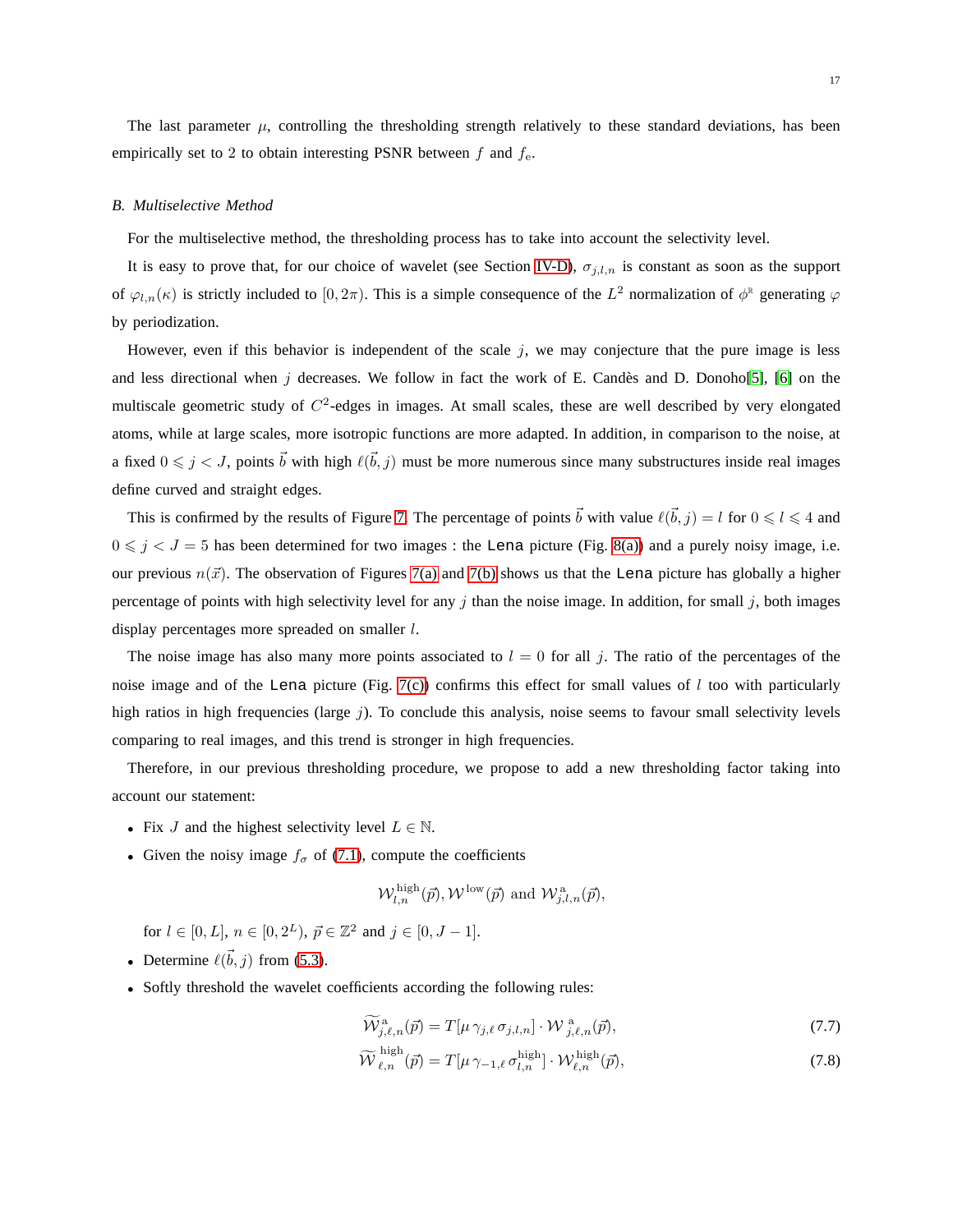The last parameter $\mu$, controlling the thresholding strength relatively to these standard deviations, has been empirically set to 2 to obtain interesting PSNR between $f$ and $f_{\rm e}$.

### B. Multiselective Method

For the multiselective method, the thresholding process has to take into account the selectivity level.

It is easy to prove that, for our choice of wavelet (see Section IV-D), $\sigma_{j,l,n}$ is constant as soon as the support of $\varphi_{l,n}(\kappa)$ is strictly included to $[0, 2\pi)$. This is a simple consequence of the $L^2$ normalization of $\phi^{\mathbb{R}}$ generating $\varphi$ by periodization.

However, even if this behavior is independent of the scale $j$, we may conjecture that the pure image is less and less directional when $j$ decreases. We follow in fact the work of E. Candès and D. Donoho[5], [6] on the multiscale geometric study of $C^2$-edges in images. At small scales, these are well described by very elongated atoms, while at large scales, more isotropic functions are more adapted. In addition, in comparison to the noise, at a fixed $0 \leqslant j < J$, points $\vec{b}$ with high $\ell(\vec{b}, j)$ must be more numerous since many substructures inside real images define curved and straight edges.

This is confirmed by the results of Figure 7. The percentage of points $\vec{b}$ with value $\ell(\vec{b}, j) = l$ for $0 \leqslant l \leqslant 4$ and $0 \leqslant j < J = 5$ has been determined for two images : the `Lena` picture (Fig. 8(a)) and a purely noisy image, i.e. our previous $n(\vec{x})$. The observation of Figures 7(a) and 7(b) shows us that the `Lena` picture has globally a higher percentage of points with high selectivity level for any $j$ than the noise image. In addition, for small $j$, both images display percentages more spreaded on smaller $l$.

The noise image has also many more points associated to $l = 0$ for all $j$. The ratio of the percentages of the noise image and of the `Lena` picture (Fig. 7(c)) confirms this effect for small values of $l$ too with particularly high ratios in high frequencies (large $j$). To conclude this analysis, noise seems to favour small selectivity levels comparing to real images, and this trend is stronger in high frequencies.

Therefore, in our previous thresholding procedure, we propose to add a new thresholding factor taking into account our statement:

- Fix $J$ and the highest selectivity level $L \in \mathbb{N}$.
- Given the noisy image $f_\sigma$ of (7.1), compute the coefficients

$$\mathcal{W}^{\rm high}_{l,n}(\vec{p}), \mathcal{W}^{\rm low}(\vec{p}) \text{ and } \mathcal{W}^{\rm a}_{j,l,n}(\vec{p}),$$

  for $l \in [0, L]$, $n \in [0, 2^L)$, $\vec{p} \in \mathbb{Z}^2$ and $j \in [0, J-1]$.
- Determine $\ell(\vec{b}, j)$ from (5.3).
- Softly threshold the wavelet coefficients according the following rules:

$$\widetilde{\mathcal{W}}^{\rm a}_{j,\ell,n}(\vec{p}) = T[\mu\, \gamma_{j,\ell}\, \sigma_{j,l,n}] \cdot \mathcal{W}^{\rm a}_{j,\ell,n}(\vec{p}), \tag{7.7}$$

$$\widetilde{\mathcal{W}}^{\rm high}_{\ell,n}(\vec{p}) = T[\mu\, \gamma_{-1,\ell}\, \sigma^{\rm high}_{l,n}] \cdot \mathcal{W}^{\rm high}_{\ell,n}(\vec{p}), \tag{7.8}$$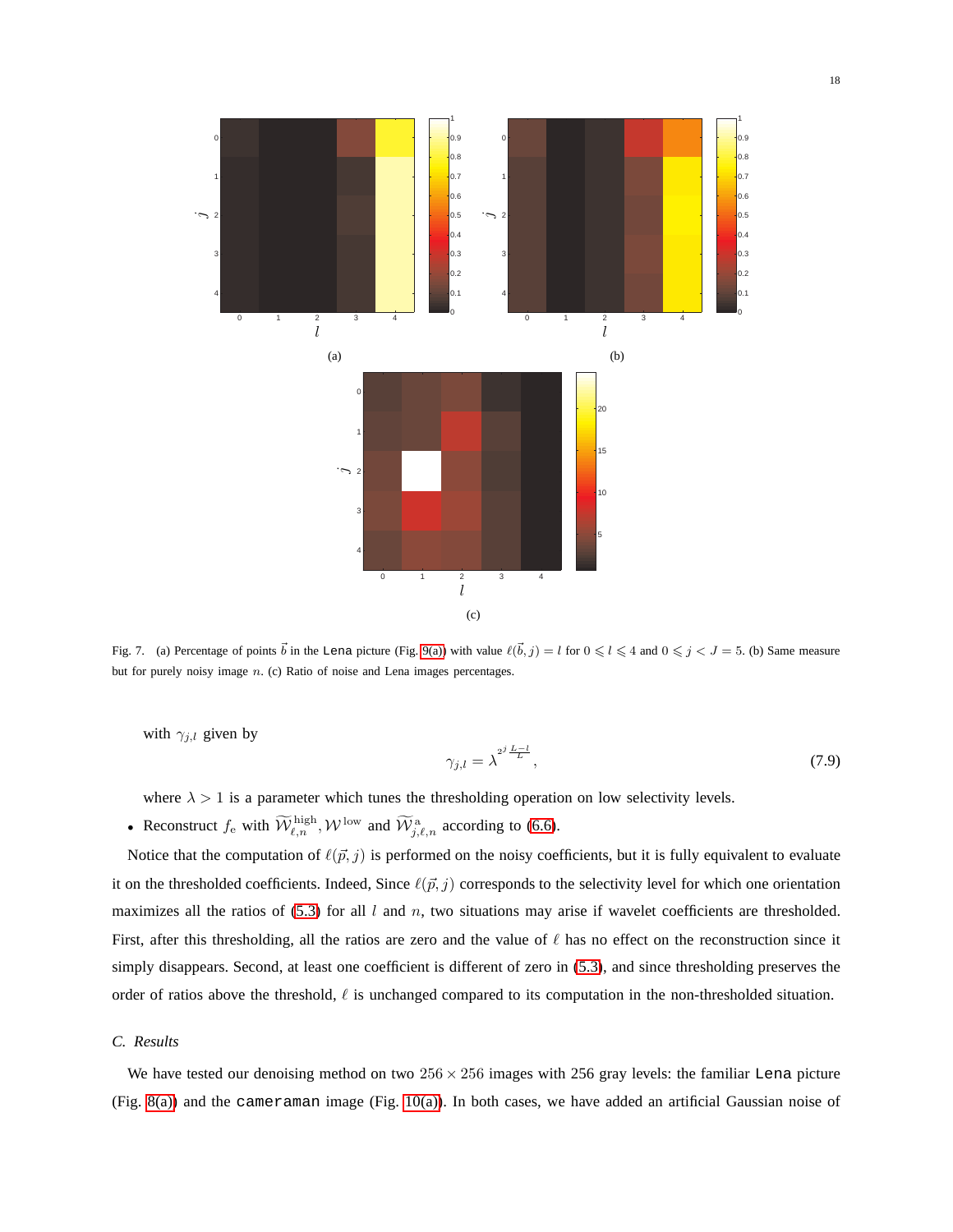Fig. 7. (a) Percentage of points $\vec{b}$ in the Lena picture (Fig. 9(a)) with value $\ell(\vec{b}, j) = l$ for $0 \leqslant l \leqslant 4$ and $0 \leqslant j < J = 5$. (b) Same measure but for purely noisy image $n$. (c) Ratio of noise and Lena images percentages.

with $\gamma_{j,l}$ given by

$$\gamma_{j,l} = \lambda^{2^j \frac{L-l}{L}}, \tag{7.9}$$

where $\lambda > 1$ is a parameter which tunes the thresholding operation on low selectivity levels.

- Reconstruct $f_{\mathrm{e}}$ with $\widetilde{\mathcal{W}}^{\mathrm{high}}_{\ell,n}, \mathcal{W}^{\mathrm{low}}$ and $\widetilde{\mathcal{W}}^{\mathrm{a}}_{j,\ell,n}$ according to (6.6).

Notice that the computation of $\ell(\vec{p}, j)$ is performed on the noisy coefficients, but it is fully equivalent to evaluate it on the thresholded coefficients. Indeed, Since $\ell(\vec{p}, j)$ corresponds to the selectivity level for which one orientation maximizes all the ratios of (5.3) for all $l$ and $n$, two situations may arise if wavelet coefficients are thresholded. First, after this thresholding, all the ratios are zero and the value of $\ell$ has no effect on the reconstruction since it simply disappears. Second, at least one coefficient is different of zero in (5.3), and since thresholding preserves the order of ratios above the threshold, $\ell$ is unchanged compared to its computation in the non-thresholded situation.

### C. Results

We have tested our denoising method on two $256 \times 256$ images with 256 gray levels: the familiar `Lena` picture (Fig. 8(a)) and the `cameraman` image (Fig. 10(a)). In both cases, we have added an artificial Gaussian noise of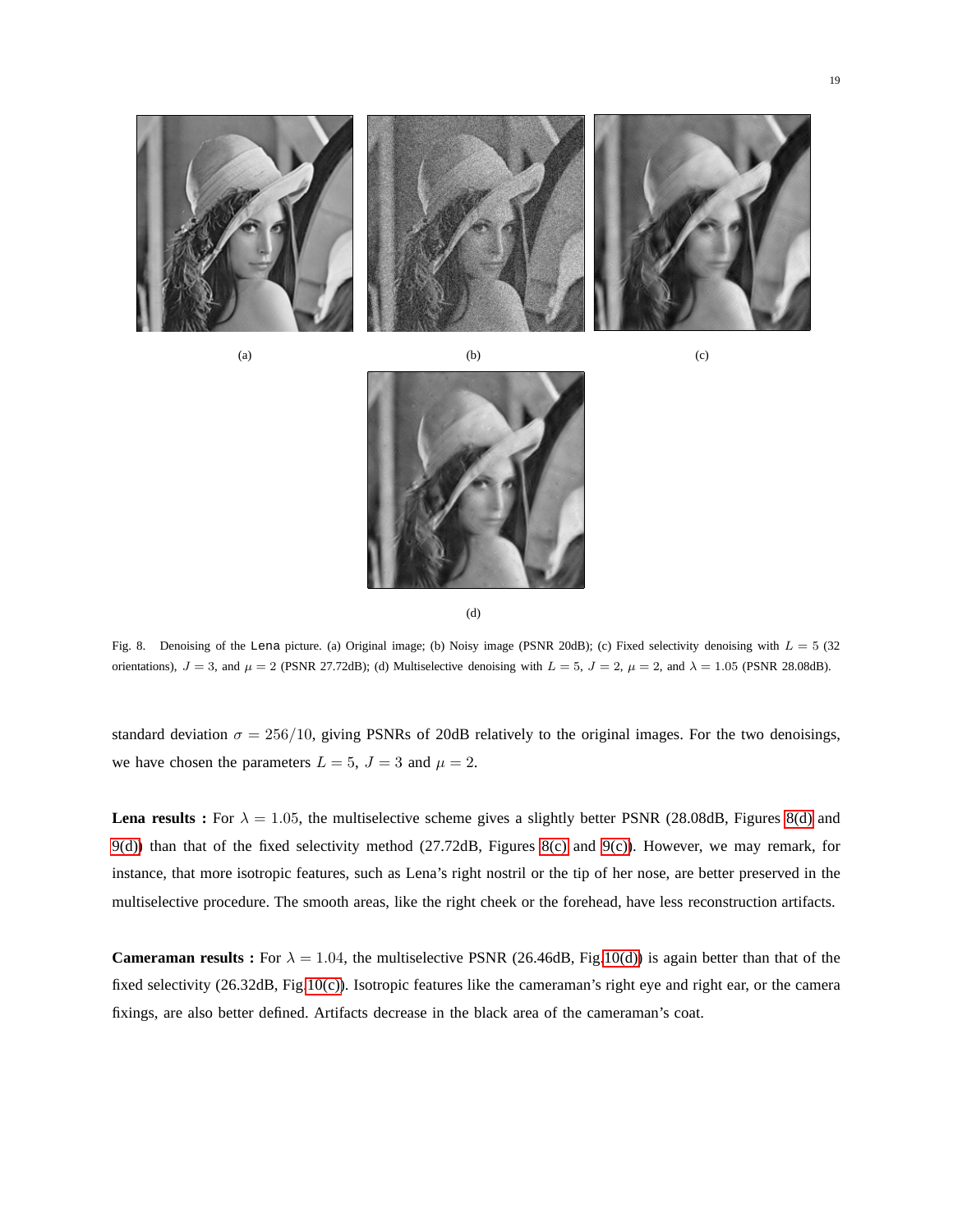(a)

(b)

(c)

(d)

Fig. 8. Denoising of the `Lena` picture. (a) Original image; (b) Noisy image (PSNR 20dB); (c) Fixed selectivity denoising with $L = 5$ (32 orientations), $J = 3$, and $\mu = 2$ (PSNR 27.72dB); (d) Multiselective denoising with $L = 5$, $J = 2$, $\mu = 2$, and $\lambda = 1.05$ (PSNR 28.08dB).

standard deviation $\sigma = 256/10$, giving PSNRs of 20dB relatively to the original images. For the two denoisings, we have chosen the parameters $L = 5$, $J = 3$ and $\mu = 2$.

**Lena results :** For $\lambda = 1.05$, the multiselective scheme gives a slightly better PSNR (28.08dB, Figures 8(d) and 9(d)) than that of the fixed selectivity method (27.72dB, Figures 8(c) and 9(c)). However, we may remark, for instance, that more isotropic features, such as Lena's right nostril or the tip of her nose, are better preserved in the multiselective procedure. The smooth areas, like the right cheek or the forehead, have less reconstruction artifacts.

**Cameraman results :** For $\lambda = 1.04$, the multiselective PSNR (26.46dB, Fig.10(d)) is again better than that of the fixed selectivity (26.32dB, Fig.10(c)). Isotropic features like the cameraman's right eye and right ear, or the camera fixings, are also better defined. Artifacts decrease in the black area of the cameraman's coat.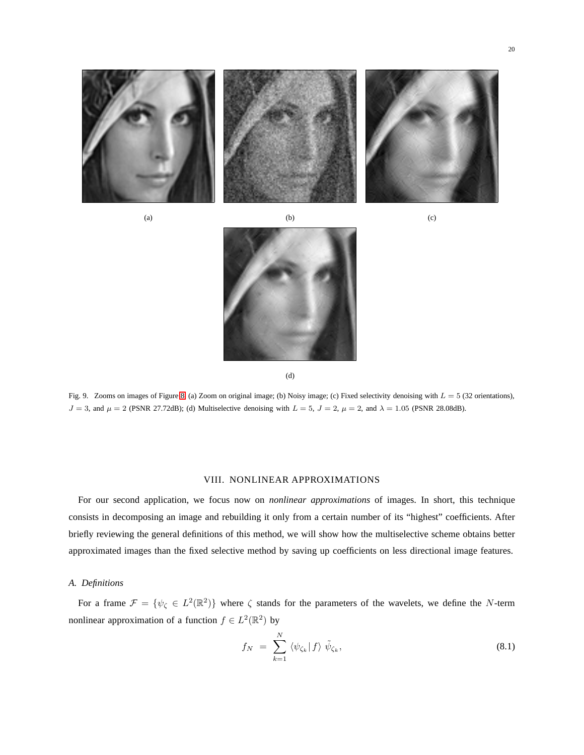(a)

(b)

(c)

(d)

Fig. 9. Zooms on images of Figure 8. (a) Zoom on original image; (b) Noisy image; (c) Fixed selectivity denoising with $L = 5$ (32 orientations), $J = 3$, and $\mu = 2$ (PSNR 27.72dB); (d) Multiselective denoising with $L = 5$, $J = 2$, $\mu = 2$, and $\lambda = 1.05$ (PSNR 28.08dB).

## VIII. NONLINEAR APPROXIMATIONS

For our second application, we focus now on *nonlinear approximations* of images. In short, this technique consists in decomposing an image and rebuilding it only from a certain number of its "highest" coefficients. After briefly reviewing the general definitions of this method, we will show how the multiselective scheme obtains better approximated images than the fixed selective method by saving up coefficients on less directional image features.

### A. Definitions

For a frame $\mathcal{F} = \{\psi_\zeta \in L^2(\mathbb{R}^2)\}$ where $\zeta$ stands for the parameters of the wavelets, we define the $N$-term nonlinear approximation of a function $f \in L^2(\mathbb{R}^2)$ by

$$f_N \;=\; \sum_{k=1}^{N} \langle \psi_{\zeta_k} | \, f \rangle \; \tilde{\psi}_{\zeta_k}, \tag{8.1}$$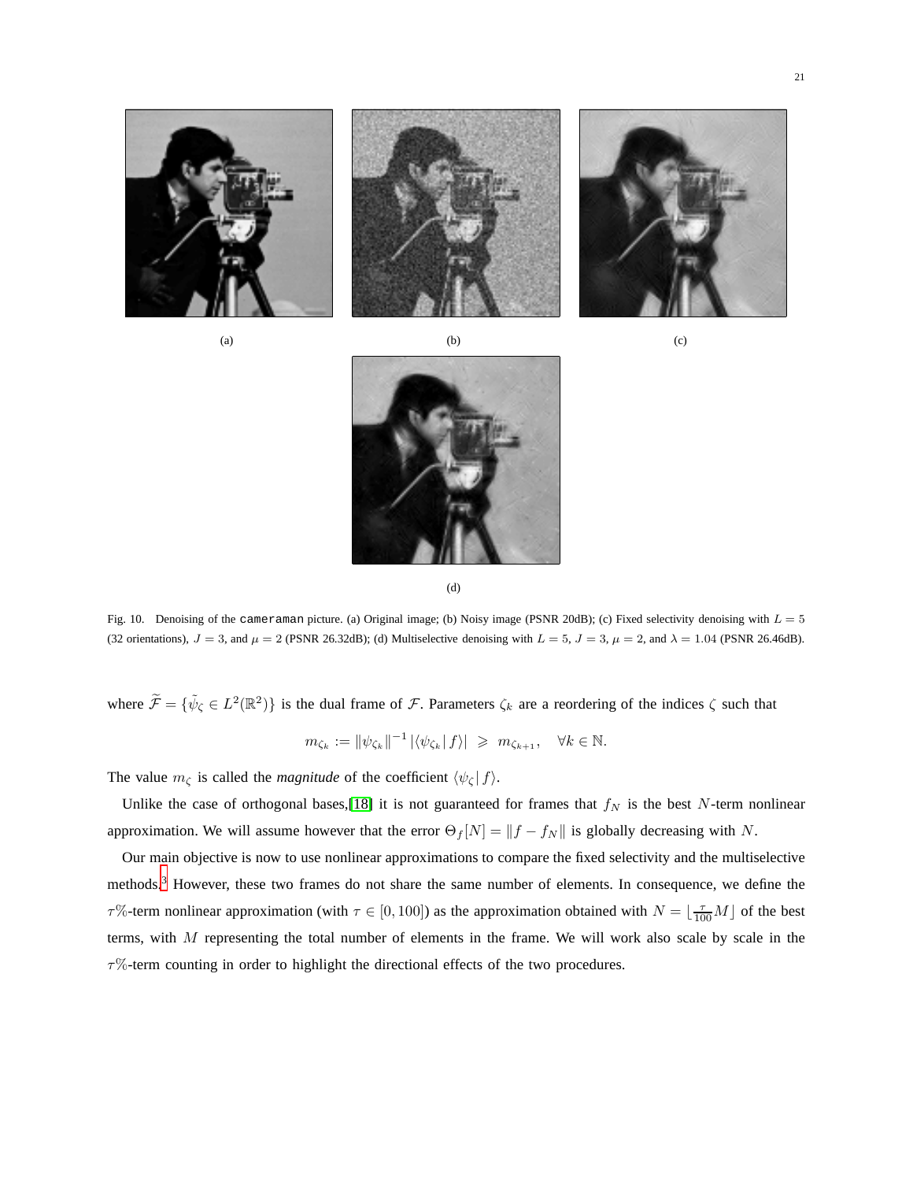(a)

(b)

(c)

(d)

Fig. 10. Denoising of the `cameraman` picture. (a) Original image; (b) Noisy image (PSNR 20dB); (c) Fixed selectivity denoising with $L = 5$ (32 orientations), $J = 3$, and $\mu = 2$ (PSNR 26.32dB); (d) Multiselective denoising with $L = 5$, $J = 3$, $\mu = 2$, and $\lambda = 1.04$ (PSNR 26.46dB).

where $\widetilde{\mathcal{F}} = \{\tilde{\psi}_\zeta \in L^2(\mathbb{R}^2)\}$ is the dual frame of $\mathcal{F}$. Parameters $\zeta_k$ are a reordering of the indices $\zeta$ such that

$$m_{\zeta_k} := \|\psi_{\zeta_k}\|^{-1} |\langle \psi_{\zeta_k} | f \rangle| \geqslant m_{\zeta_{k+1}}, \quad \forall k \in \mathbb{N}.$$

The value $m_\zeta$ is called the ***magnitude*** of the coefficient $\langle \psi_\zeta | f \rangle$.

Unlike the case of orthogonal bases,[18] it is not guaranteed for frames that $f_N$ is the best $N$-term nonlinear approximation. We will assume however that the error $\Theta_f[N] = \|f - f_N\|$ is globally decreasing with $N$.

Our main objective is now to use nonlinear approximations to compare the fixed selectivity and the multiselective methods.[3] However, these two frames do not share the same number of elements. In consequence, we define the $\tau$%-term nonlinear approximation (with $\tau \in [0, 100]$) as the approximation obtained with $N = \lfloor \frac{\tau}{100} M \rfloor$ of the best terms, with $M$ representing the total number of elements in the frame. We will work also scale by scale in the $\tau$%-term counting in order to highlight the directional effects of the two procedures.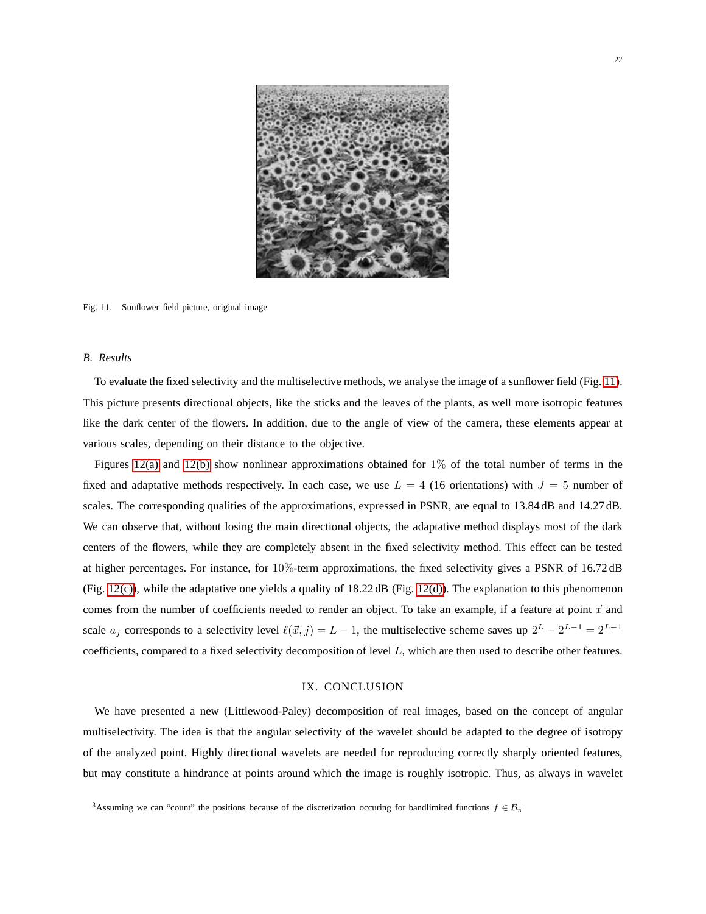Fig. 11. Sunflower field picture, original image

### B. Results

To evaluate the fixed selectivity and the multiselective methods, we analyse the image of a sunflower field (Fig. 11). This picture presents directional objects, like the sticks and the leaves of the plants, as well more isotropic features like the dark center of the flowers. In addition, due to the angle of view of the camera, these elements appear at various scales, depending on their distance to the objective.

Figures 12(a) and 12(b) show nonlinear approximations obtained for $1\%$ of the total number of terms in the fixed and adaptative methods respectively. In each case, we use $L = 4$ (16 orientations) with $J = 5$ number of scales. The corresponding qualities of the approximations, expressed in PSNR, are equal to 13.84 dB and 14.27 dB. We can observe that, without losing the main directional objects, the adaptative method displays most of the dark centers of the flowers, while they are completely absent in the fixed selectivity method. This effect can be tested at higher percentages. For instance, for $10\%$-term approximations, the fixed selectivity gives a PSNR of 16.72 dB (Fig. 12(c)), while the adaptative one yields a quality of 18.22 dB (Fig. 12(d)). The explanation to this phenomenon comes from the number of coefficients needed to render an object. To take an example, if a feature at point $\vec{x}$ and scale $a_j$ corresponds to a selectivity level $\ell(\vec{x}, j) = L - 1$, the multiselective scheme saves up $2^L - 2^{L-1} = 2^{L-1}$ coefficients, compared to a fixed selectivity decomposition of level $L$, which are then used to describe other features.

## IX. Conclusion

We have presented a new (Littlewood-Paley) decomposition of real images, based on the concept of angular multiselectivity. The idea is that the angular selectivity of the wavelet should be adapted to the degree of isotropy of the analyzed point. Highly directional wavelets are needed for reproducing correctly sharply oriented features, but may constitute a hindrance at points around which the image is roughly isotropic. Thus, as always in wavelet

[3] Assuming we can "count" the positions because of the discretization occuring for bandlimited functions $f \in \mathcal{B}_\pi$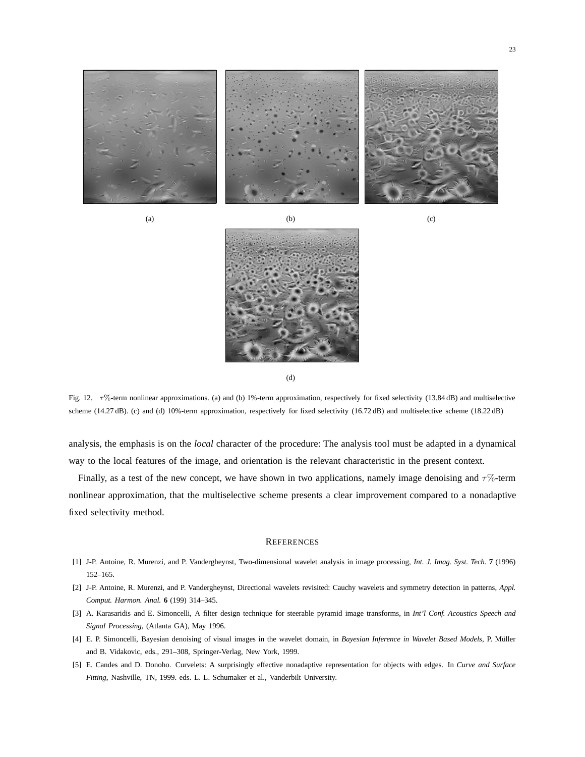(a)

(b)

(c)

(d)

Fig. 12. $\tau\%$-term nonlinear approximations. (a) and (b) 1%-term approximation, respectively for fixed selectivity (13.84 dB) and multiselective scheme (14.27 dB). (c) and (d) 10%-term approximation, respectively for fixed selectivity (16.72 dB) and multiselective scheme (18.22 dB)

analysis, the emphasis is on the *local* character of the procedure: The analysis tool must be adapted in a dynamical way to the local features of the image, and orientation is the relevant characteristic in the present context.

Finally, as a test of the new concept, we have shown in two applications, namely image denoising and $\tau\%$-term nonlinear approximation, that the multiselective scheme presents a clear improvement compared to a nonadaptive fixed selectivity method.

## REFERENCES

[1] J-P. Antoine, R. Murenzi, and P. Vandergheynst, Two-dimensional wavelet analysis in image processing, *Int. J. Imag. Syst. Tech.* **7** (1996) 152–165.

[2] J-P. Antoine, R. Murenzi, and P. Vandergheynst, Directional wavelets revisited: Cauchy wavelets and symmetry detection in patterns, *Appl. Comput. Harmon. Anal.* **6** (199) 314–345.

[3] A. Karasaridis and E. Simoncelli, A filter design technique for steerable pyramid image transforms, in *Int'l Conf. Acoustics Speech and Signal Processing*, (Atlanta GA), May 1996.

[4] E. P. Simoncelli, Bayesian denoising of visual images in the wavelet domain, in *Bayesian Inference in Wavelet Based Models*, P. Müller and B. Vidakovic, eds., 291–308, Springer-Verlag, New York, 1999.

[5] E. Candes and D. Donoho. Curvelets: A surprisingly effective nonadaptive representation for objects with edges. In *Curve and Surface Fitting*, Nashville, TN, 1999. eds. L. L. Schumaker et al., Vanderbilt University.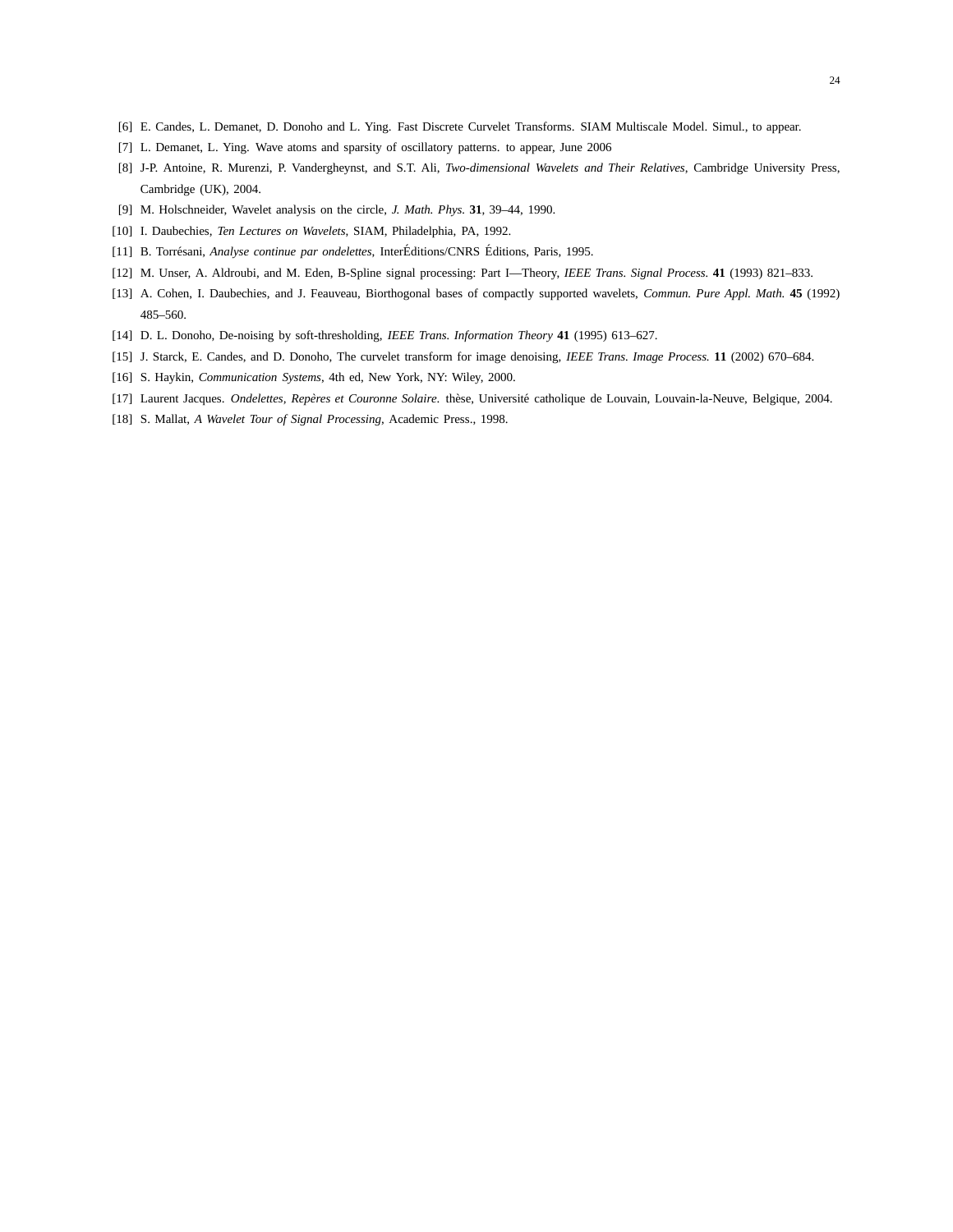[6] E. Candes, L. Demanet, D. Donoho and L. Ying. Fast Discrete Curvelet Transforms. SIAM Multiscale Model. Simul., to appear.

[7] L. Demanet, L. Ying. Wave atoms and sparsity of oscillatory patterns. to appear, June 2006

[8] J-P. Antoine, R. Murenzi, P. Vandergheynst, and S.T. Ali, *Two-dimensional Wavelets and Their Relatives*, Cambridge University Press, Cambridge (UK), 2004.

[9] M. Holschneider, Wavelet analysis on the circle, *J. Math. Phys.* **31**, 39–44, 1990.

[10] I. Daubechies, *Ten Lectures on Wavelets*, SIAM, Philadelphia, PA, 1992.

[11] B. Torrésani, *Analyse continue par ondelettes*, InterÉditions/CNRS Éditions, Paris, 1995.

[12] M. Unser, A. Aldroubi, and M. Eden, B-Spline signal processing: Part I—Theory, *IEEE Trans. Signal Process.* **41** (1993) 821–833.

[13] A. Cohen, I. Daubechies, and J. Feauveau, Biorthogonal bases of compactly supported wavelets, *Commun. Pure Appl. Math.* **45** (1992) 485–560.

[14] D. L. Donoho, De-noising by soft-thresholding, *IEEE Trans. Information Theory* **41** (1995) 613–627.

[15] J. Starck, E. Candes, and D. Donoho, The curvelet transform for image denoising, *IEEE Trans. Image Process.* **11** (2002) 670–684.

[16] S. Haykin, *Communication Systems*, 4th ed, New York, NY: Wiley, 2000.

[17] Laurent Jacques. *Ondelettes, Repères et Couronne Solaire.* thèse, Université catholique de Louvain, Louvain-la-Neuve, Belgique, 2004.

[18] S. Mallat, *A Wavelet Tour of Signal Processing*, Academic Press., 1998.